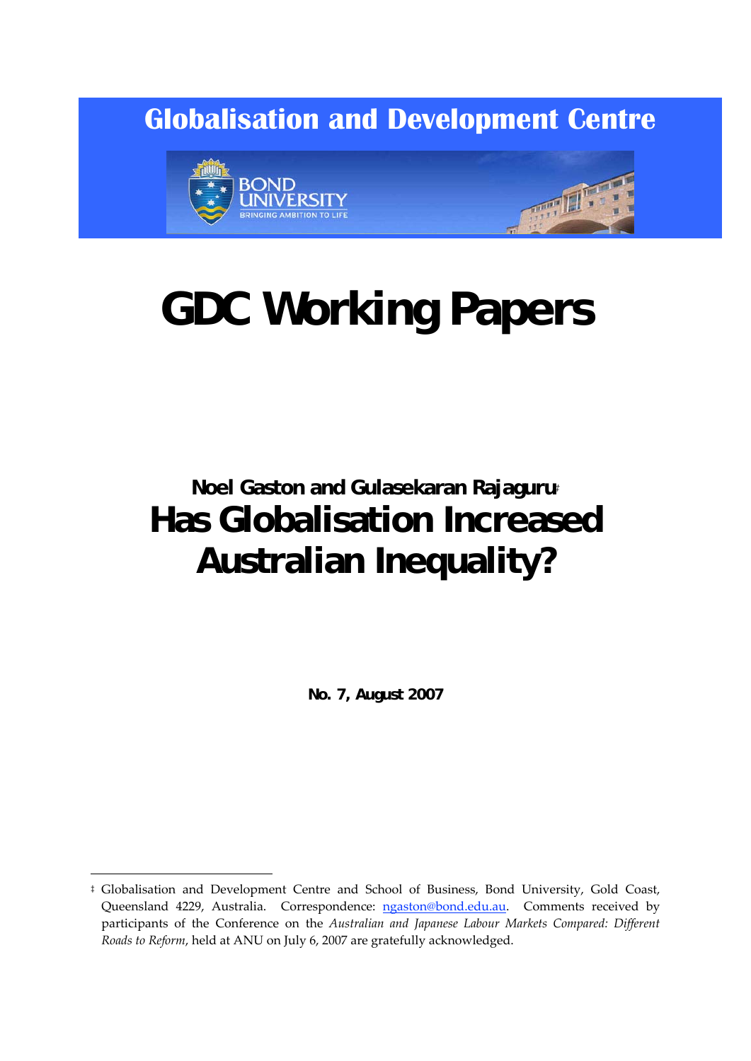# Globalisation and Development Centre

BOND UNIVERSITY
BRINGING AMBITION TO LIFE

# GDC Working Papers

**Noel Gaston and Gulasekaran Rajaguru**[‡]

# Has Globalisation Increased Australian Inequality?

**No. 7, August 2007**

---

[‡] Globalisation and Development Centre and School of Business, Bond University, Gold Coast, Queensland 4229, Australia. Correspondence: ngaston@bond.edu.au. Comments received by participants of the Conference on the *Australian and Japanese Labour Markets Compared: Different Roads to Reform*, held at ANU on July 6, 2007 are gratefully acknowledged.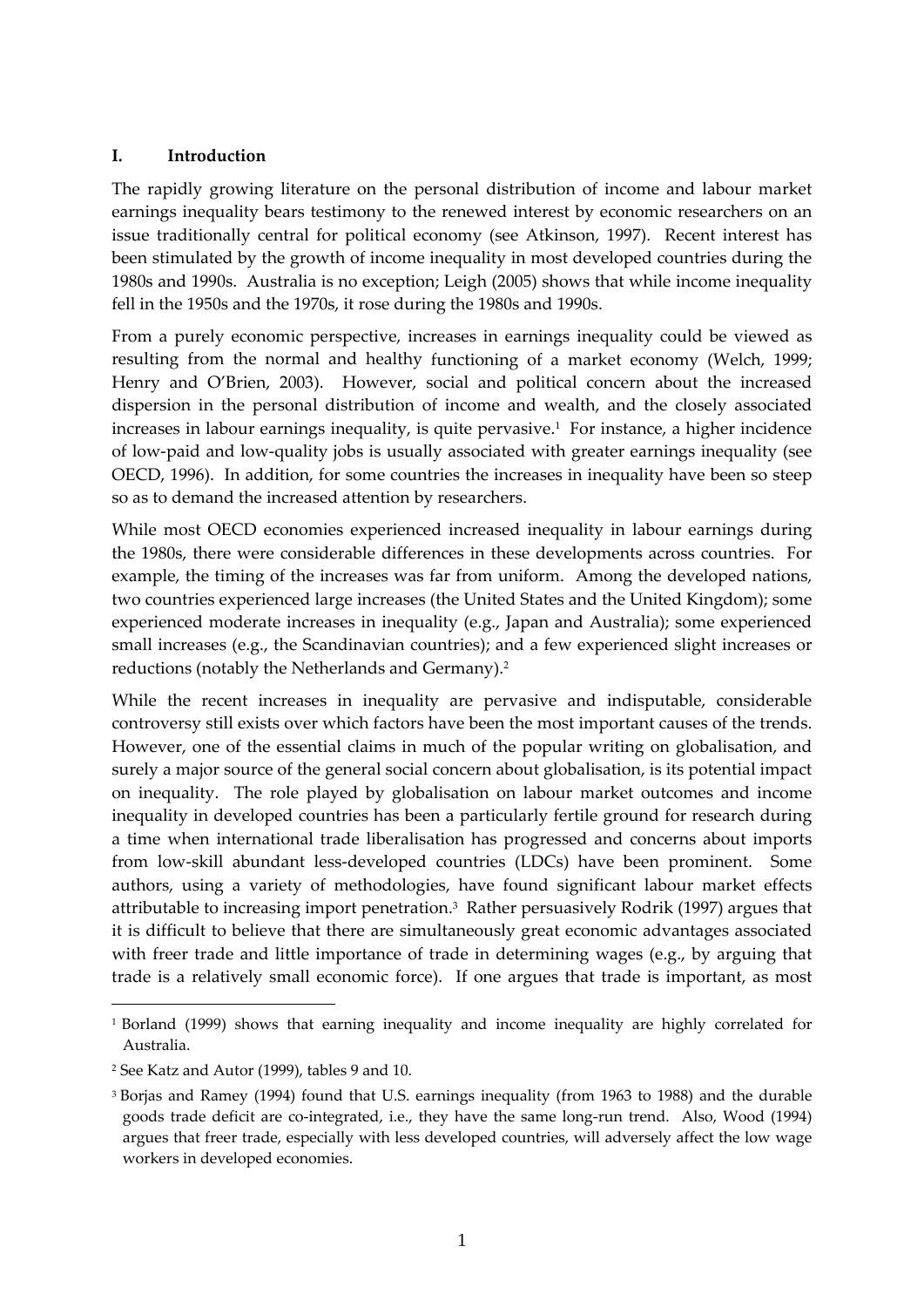## I. Introduction

The rapidly growing literature on the personal distribution of income and labour market earnings inequality bears testimony to the renewed interest by economic researchers on an issue traditionally central for political economy (see Atkinson, 1997). Recent interest has been stimulated by the growth of income inequality in most developed countries during the 1980s and 1990s. Australia is no exception; Leigh (2005) shows that while income inequality fell in the 1950s and the 1970s, it rose during the 1980s and 1990s.

From a purely economic perspective, increases in earnings inequality could be viewed as resulting from the normal and healthy functioning of a market economy (Welch, 1999; Henry and O'Brien, 2003). However, social and political concern about the increased dispersion in the personal distribution of income and wealth, and the closely associated increases in labour earnings inequality, is quite pervasive.[1] For instance, a higher incidence of low-paid and low-quality jobs is usually associated with greater earnings inequality (see OECD, 1996). In addition, for some countries the increases in inequality have been so steep so as to demand the increased attention by researchers.

While most OECD economies experienced increased inequality in labour earnings during the 1980s, there were considerable differences in these developments across countries. For example, the timing of the increases was far from uniform. Among the developed nations, two countries experienced large increases (the United States and the United Kingdom); some experienced moderate increases in inequality (e.g., Japan and Australia); some experienced small increases (e.g., the Scandinavian countries); and a few experienced slight increases or reductions (notably the Netherlands and Germany).[2]

While the recent increases in inequality are pervasive and indisputable, considerable controversy still exists over which factors have been the most important causes of the trends. However, one of the essential claims in much of the popular writing on globalisation, and surely a major source of the general social concern about globalisation, is its potential impact on inequality. The role played by globalisation on labour market outcomes and income inequality in developed countries has been a particularly fertile ground for research during a time when international trade liberalisation has progressed and concerns about imports from low-skill abundant less-developed countries (LDCs) have been prominent. Some authors, using a variety of methodologies, have found significant labour market effects attributable to increasing import penetration.[3] Rather persuasively Rodrik (1997) argues that it is difficult to believe that there are simultaneously great economic advantages associated with freer trade and little importance of trade in determining wages (e.g., by arguing that trade is a relatively small economic force). If one argues that trade is important, as most

---

[1] Borland (1999) shows that earning inequality and income inequality are highly correlated for Australia.

[2] See Katz and Autor (1999), tables 9 and 10.

[3] Borjas and Ramey (1994) found that U.S. earnings inequality (from 1963 to 1988) and the durable goods trade deficit are co-integrated, i.e., they have the same long-run trend. Also, Wood (1994) argues that freer trade, especially with less developed countries, will adversely affect the low wage workers in developed economies.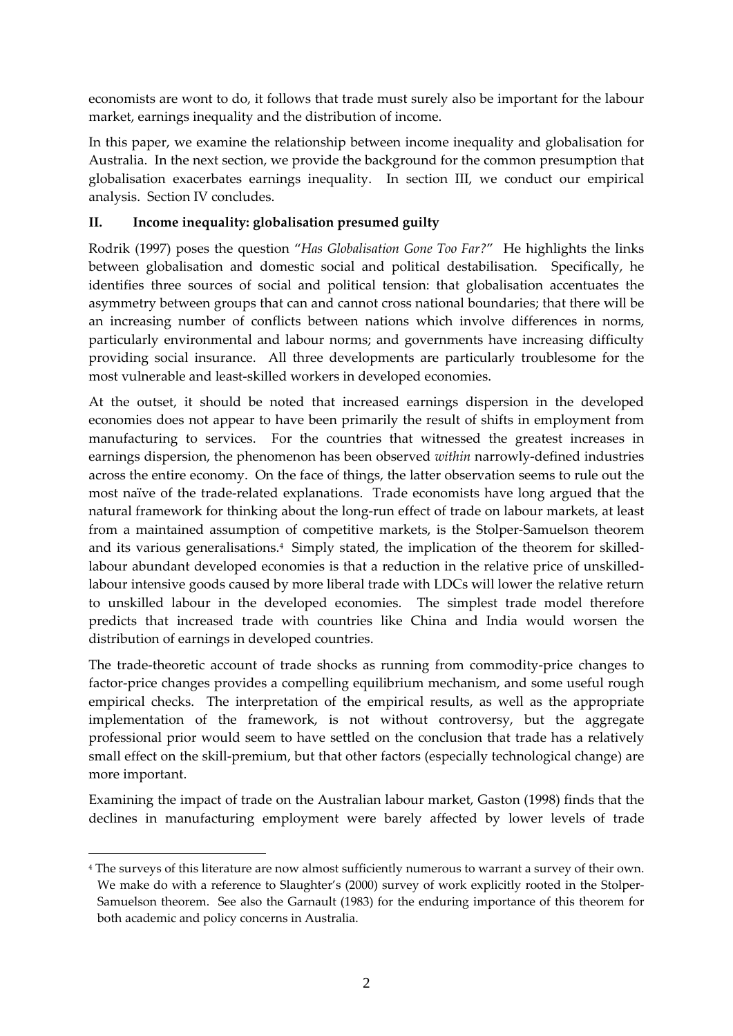economists are wont to do, it follows that trade must surely also be important for the labour market, earnings inequality and the distribution of income.

In this paper, we examine the relationship between income inequality and globalisation for Australia. In the next section, we provide the background for the common presumption that globalisation exacerbates earnings inequality. In section III, we conduct our empirical analysis. Section IV concludes.

## II. Income inequality: globalisation presumed guilty

Rodrik (1997) poses the question "*Has Globalisation Gone Too Far?*" He highlights the links between globalisation and domestic social and political destabilisation. Specifically, he identifies three sources of social and political tension: that globalisation accentuates the asymmetry between groups that can and cannot cross national boundaries; that there will be an increasing number of conflicts between nations which involve differences in norms, particularly environmental and labour norms; and governments have increasing difficulty providing social insurance. All three developments are particularly troublesome for the most vulnerable and least-skilled workers in developed economies.

At the outset, it should be noted that increased earnings dispersion in the developed economies does not appear to have been primarily the result of shifts in employment from manufacturing to services. For the countries that witnessed the greatest increases in earnings dispersion, the phenomenon has been observed *within* narrowly-defined industries across the entire economy. On the face of things, the latter observation seems to rule out the most naïve of the trade-related explanations. Trade economists have long argued that the natural framework for thinking about the long-run effect of trade on labour markets, at least from a maintained assumption of competitive markets, is the Stolper-Samuelson theorem and its various generalisations.[4] Simply stated, the implication of the theorem for skilled-labour abundant developed economies is that a reduction in the relative price of unskilled-labour intensive goods caused by more liberal trade with LDCs will lower the relative return to unskilled labour in the developed economies. The simplest trade model therefore predicts that increased trade with countries like China and India would worsen the distribution of earnings in developed countries.

The trade-theoretic account of trade shocks as running from commodity-price changes to factor-price changes provides a compelling equilibrium mechanism, and some useful rough empirical checks. The interpretation of the empirical results, as well as the appropriate implementation of the framework, is not without controversy, but the aggregate professional prior would seem to have settled on the conclusion that trade has a relatively small effect on the skill-premium, but that other factors (especially technological change) are more important.

Examining the impact of trade on the Australian labour market, Gaston (1998) finds that the declines in manufacturing employment were barely affected by lower levels of trade

---

[4] The surveys of this literature are now almost sufficiently numerous to warrant a survey of their own. We make do with a reference to Slaughter's (2000) survey of work explicitly rooted in the Stolper-Samuelson theorem. See also the Garnault (1983) for the enduring importance of this theorem for both academic and policy concerns in Australia.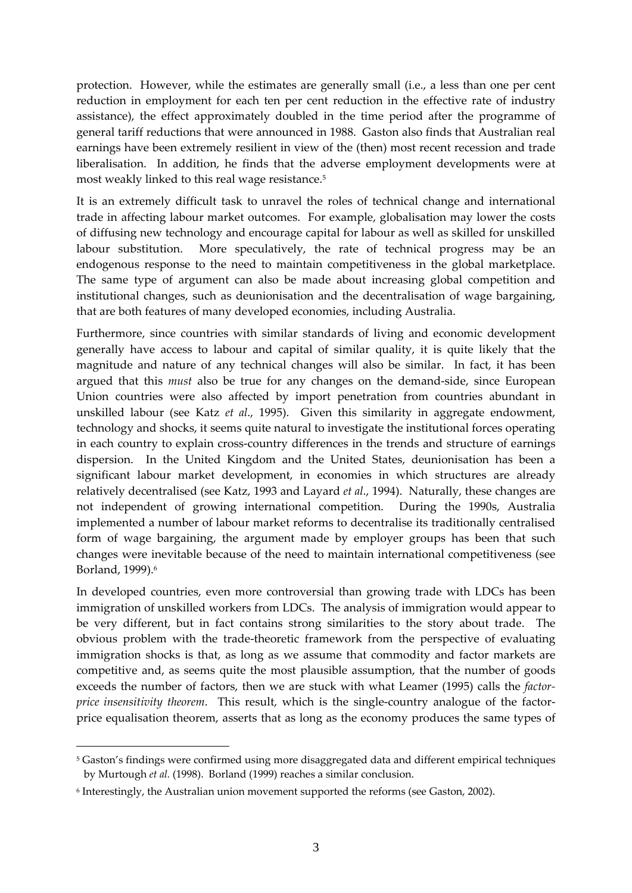protection. However, while the estimates are generally small (i.e., a less than one per cent reduction in employment for each ten per cent reduction in the effective rate of industry assistance), the effect approximately doubled in the time period after the programme of general tariff reductions that were announced in 1988. Gaston also finds that Australian real earnings have been extremely resilient in view of the (then) most recent recession and trade liberalisation. In addition, he finds that the adverse employment developments were at most weakly linked to this real wage resistance.[5]

It is an extremely difficult task to unravel the roles of technical change and international trade in affecting labour market outcomes. For example, globalisation may lower the costs of diffusing new technology and encourage capital for labour as well as skilled for unskilled labour substitution. More speculatively, the rate of technical progress may be an endogenous response to the need to maintain competitiveness in the global marketplace. The same type of argument can also be made about increasing global competition and institutional changes, such as deunionisation and the decentralisation of wage bargaining, that are both features of many developed economies, including Australia.

Furthermore, since countries with similar standards of living and economic development generally have access to labour and capital of similar quality, it is quite likely that the magnitude and nature of any technical changes will also be similar. In fact, it has been argued that this *must* also be true for any changes on the demand-side, since European Union countries were also affected by import penetration from countries abundant in unskilled labour (see Katz *et al*., 1995). Given this similarity in aggregate endowment, technology and shocks, it seems quite natural to investigate the institutional forces operating in each country to explain cross-country differences in the trends and structure of earnings dispersion. In the United Kingdom and the United States, deunionisation has been a significant labour market development, in economies in which structures are already relatively decentralised (see Katz, 1993 and Layard *et al*., 1994). Naturally, these changes are not independent of growing international competition. During the 1990s, Australia implemented a number of labour market reforms to decentralise its traditionally centralised form of wage bargaining, the argument made by employer groups has been that such changes were inevitable because of the need to maintain international competitiveness (see Borland, 1999).[6]

In developed countries, even more controversial than growing trade with LDCs has been immigration of unskilled workers from LDCs. The analysis of immigration would appear to be very different, but in fact contains strong similarities to the story about trade. The obvious problem with the trade-theoretic framework from the perspective of evaluating immigration shocks is that, as long as we assume that commodity and factor markets are competitive and, as seems quite the most plausible assumption, that the number of goods exceeds the number of factors, then we are stuck with what Leamer (1995) calls the *factor-price insensitivity theorem*. This result, which is the single-country analogue of the factor-price equalisation theorem, asserts that as long as the economy produces the same types of

---

[5] Gaston's findings were confirmed using more disaggregated data and different empirical techniques by Murtough *et al.* (1998). Borland (1999) reaches a similar conclusion.

[6] Interestingly, the Australian union movement supported the reforms (see Gaston, 2002).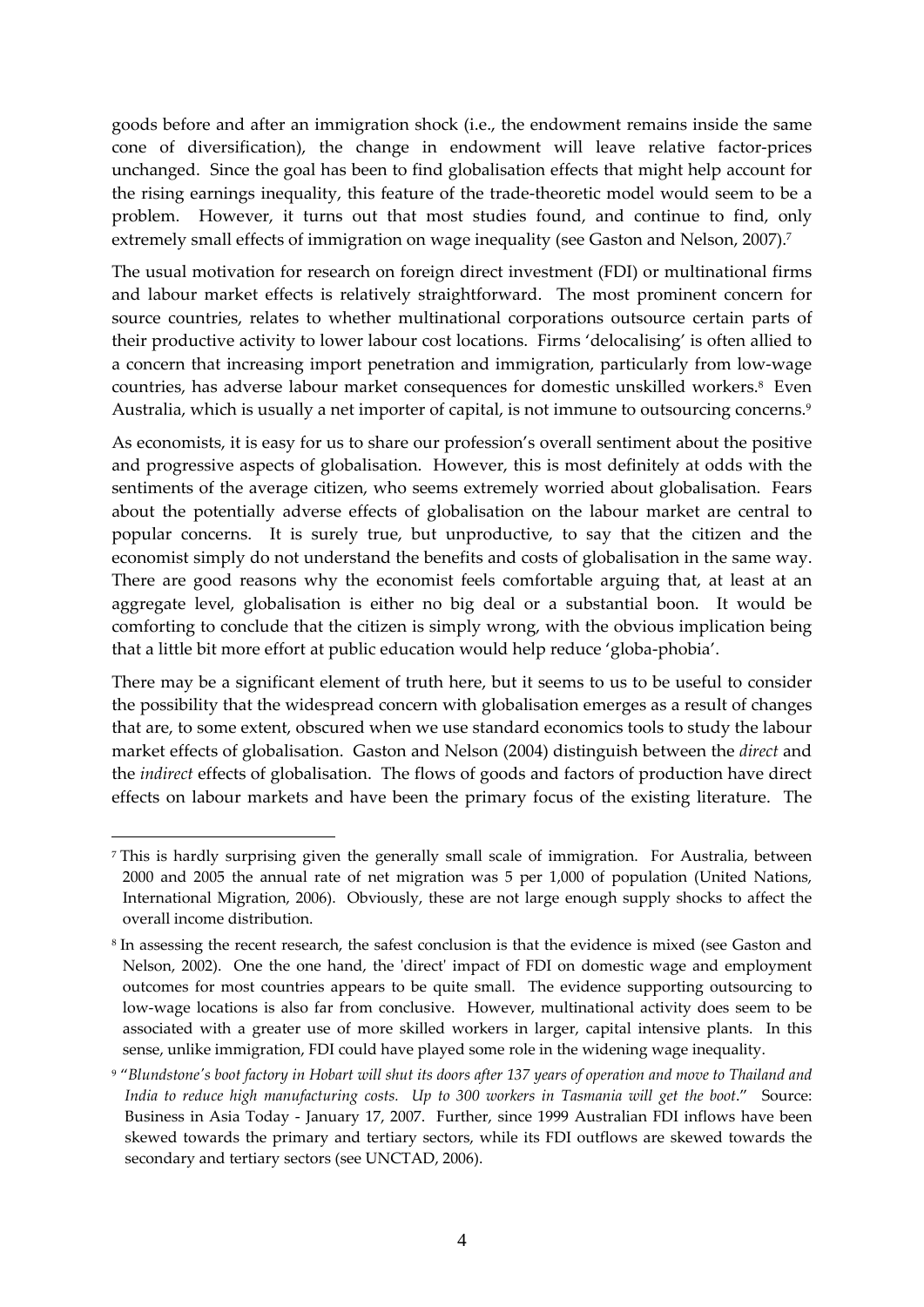goods before and after an immigration shock (i.e., the endowment remains inside the same cone of diversification), the change in endowment will leave relative factor-prices unchanged. Since the goal has been to find globalisation effects that might help account for the rising earnings inequality, this feature of the trade-theoretic model would seem to be a problem. However, it turns out that most studies found, and continue to find, only extremely small effects of immigration on wage inequality (see Gaston and Nelson, 2007).[7]

The usual motivation for research on foreign direct investment (FDI) or multinational firms and labour market effects is relatively straightforward. The most prominent concern for source countries, relates to whether multinational corporations outsource certain parts of their productive activity to lower labour cost locations. Firms 'delocalising' is often allied to a concern that increasing import penetration and immigration, particularly from low-wage countries, has adverse labour market consequences for domestic unskilled workers.[8] Even Australia, which is usually a net importer of capital, is not immune to outsourcing concerns.[9]

As economists, it is easy for us to share our profession's overall sentiment about the positive and progressive aspects of globalisation. However, this is most definitely at odds with the sentiments of the average citizen, who seems extremely worried about globalisation. Fears about the potentially adverse effects of globalisation on the labour market are central to popular concerns. It is surely true, but unproductive, to say that the citizen and the economist simply do not understand the benefits and costs of globalisation in the same way. There are good reasons why the economist feels comfortable arguing that, at least at an aggregate level, globalisation is either no big deal or a substantial boon. It would be comforting to conclude that the citizen is simply wrong, with the obvious implication being that a little bit more effort at public education would help reduce 'globa-phobia'.

There may be a significant element of truth here, but it seems to us to be useful to consider the possibility that the widespread concern with globalisation emerges as a result of changes that are, to some extent, obscured when we use standard economics tools to study the labour market effects of globalisation. Gaston and Nelson (2004) distinguish between the *direct* and the *indirect* effects of globalisation. The flows of goods and factors of production have direct effects on labour markets and have been the primary focus of the existing literature. The

---

[7] This is hardly surprising given the generally small scale of immigration. For Australia, between 2000 and 2005 the annual rate of net migration was 5 per 1,000 of population (United Nations, International Migration, 2006). Obviously, these are not large enough supply shocks to affect the overall income distribution.

[8] In assessing the recent research, the safest conclusion is that the evidence is mixed (see Gaston and Nelson, 2002). One the one hand, the 'direct' impact of FDI on domestic wage and employment outcomes for most countries appears to be quite small. The evidence supporting outsourcing to low-wage locations is also far from conclusive. However, multinational activity does seem to be associated with a greater use of more skilled workers in larger, capital intensive plants. In this sense, unlike immigration, FDI could have played some role in the widening wage inequality.

[9] "*Blundstone's boot factory in Hobart will shut its doors after 137 years of operation and move to Thailand and India to reduce high manufacturing costs. Up to 300 workers in Tasmania will get the boot*." Source: Business in Asia Today - January 17, 2007. Further, since 1999 Australian FDI inflows have been skewed towards the primary and tertiary sectors, while its FDI outflows are skewed towards the secondary and tertiary sectors (see UNCTAD, 2006).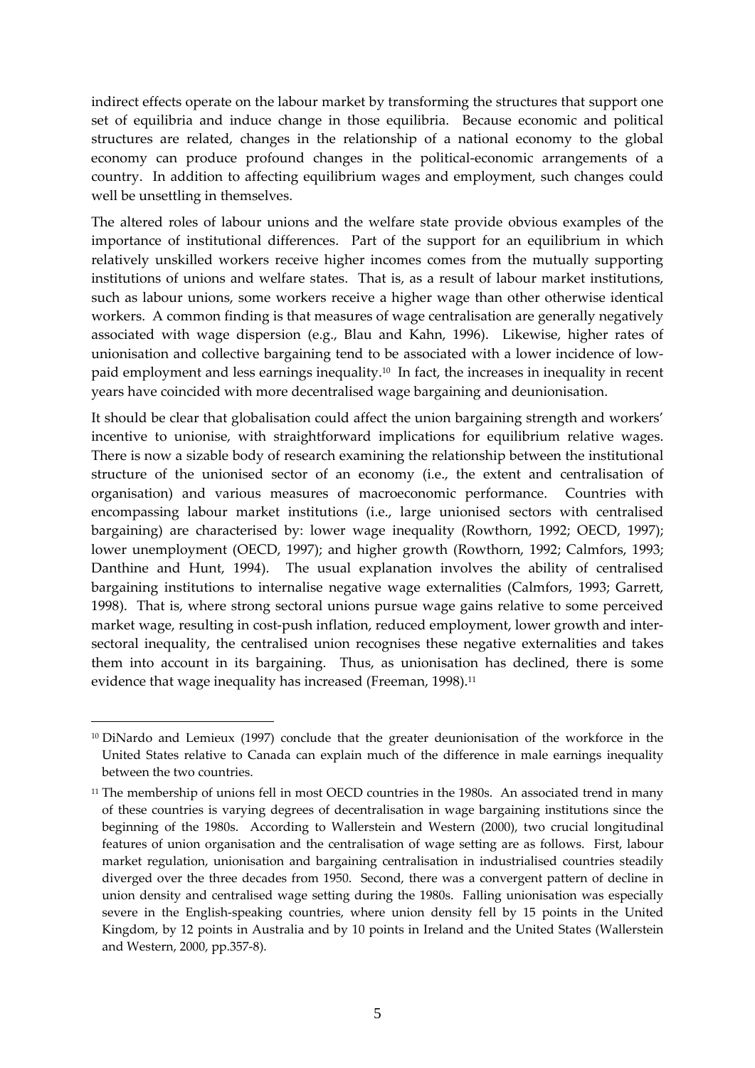indirect effects operate on the labour market by transforming the structures that support one set of equilibria and induce change in those equilibria. Because economic and political structures are related, changes in the relationship of a national economy to the global economy can produce profound changes in the political-economic arrangements of a country. In addition to affecting equilibrium wages and employment, such changes could well be unsettling in themselves.

The altered roles of labour unions and the welfare state provide obvious examples of the importance of institutional differences. Part of the support for an equilibrium in which relatively unskilled workers receive higher incomes comes from the mutually supporting institutions of unions and welfare states. That is, as a result of labour market institutions, such as labour unions, some workers receive a higher wage than other otherwise identical workers. A common finding is that measures of wage centralisation are generally negatively associated with wage dispersion (e.g., Blau and Kahn, 1996). Likewise, higher rates of unionisation and collective bargaining tend to be associated with a lower incidence of low-paid employment and less earnings inequality.[10] In fact, the increases in inequality in recent years have coincided with more decentralised wage bargaining and deunionisation.

It should be clear that globalisation could affect the union bargaining strength and workers' incentive to unionise, with straightforward implications for equilibrium relative wages. There is now a sizable body of research examining the relationship between the institutional structure of the unionised sector of an economy (i.e., the extent and centralisation of organisation) and various measures of macroeconomic performance. Countries with encompassing labour market institutions (i.e., large unionised sectors with centralised bargaining) are characterised by: lower wage inequality (Rowthorn, 1992; OECD, 1997); lower unemployment (OECD, 1997); and higher growth (Rowthorn, 1992; Calmfors, 1993; Danthine and Hunt, 1994). The usual explanation involves the ability of centralised bargaining institutions to internalise negative wage externalities (Calmfors, 1993; Garrett, 1998). That is, where strong sectoral unions pursue wage gains relative to some perceived market wage, resulting in cost-push inflation, reduced employment, lower growth and inter-sectoral inequality, the centralised union recognises these negative externalities and takes them into account in its bargaining. Thus, as unionisation has declined, there is some evidence that wage inequality has increased (Freeman, 1998).[11]

---

[10] DiNardo and Lemieux (1997) conclude that the greater deunionisation of the workforce in the United States relative to Canada can explain much of the difference in male earnings inequality between the two countries.

[11] The membership of unions fell in most OECD countries in the 1980s. An associated trend in many of these countries is varying degrees of decentralisation in wage bargaining institutions since the beginning of the 1980s. According to Wallerstein and Western (2000), two crucial longitudinal features of union organisation and the centralisation of wage setting are as follows. First, labour market regulation, unionisation and bargaining centralisation in industrialised countries steadily diverged over the three decades from 1950. Second, there was a convergent pattern of decline in union density and centralised wage setting during the 1980s. Falling unionisation was especially severe in the English-speaking countries, where union density fell by 15 points in the United Kingdom, by 12 points in Australia and by 10 points in Ireland and the United States (Wallerstein and Western, 2000, pp.357-8).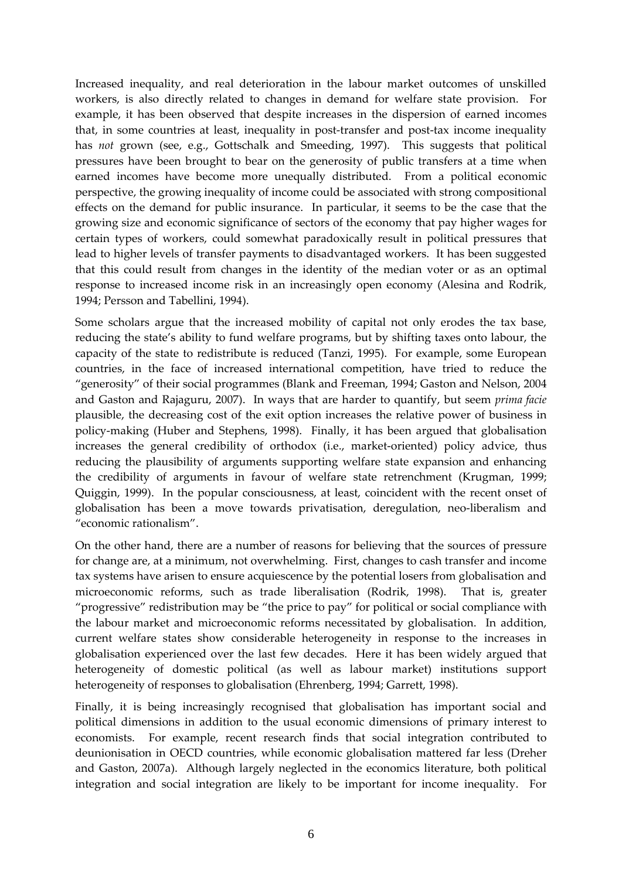Increased inequality, and real deterioration in the labour market outcomes of unskilled workers, is also directly related to changes in demand for welfare state provision. For example, it has been observed that despite increases in the dispersion of earned incomes that, in some countries at least, inequality in post-transfer and post-tax income inequality has *not* grown (see, e.g., Gottschalk and Smeeding, 1997). This suggests that political pressures have been brought to bear on the generosity of public transfers at a time when earned incomes have become more unequally distributed. From a political economic perspective, the growing inequality of income could be associated with strong compositional effects on the demand for public insurance. In particular, it seems to be the case that the growing size and economic significance of sectors of the economy that pay higher wages for certain types of workers, could somewhat paradoxically result in political pressures that lead to higher levels of transfer payments to disadvantaged workers. It has been suggested that this could result from changes in the identity of the median voter or as an optimal response to increased income risk in an increasingly open economy (Alesina and Rodrik, 1994; Persson and Tabellini, 1994).

Some scholars argue that the increased mobility of capital not only erodes the tax base, reducing the state's ability to fund welfare programs, but by shifting taxes onto labour, the capacity of the state to redistribute is reduced (Tanzi, 1995). For example, some European countries, in the face of increased international competition, have tried to reduce the "generosity" of their social programmes (Blank and Freeman, 1994; Gaston and Nelson, 2004 and Gaston and Rajaguru, 2007). In ways that are harder to quantify, but seem *prima facie* plausible, the decreasing cost of the exit option increases the relative power of business in policy-making (Huber and Stephens, 1998). Finally, it has been argued that globalisation increases the general credibility of orthodox (i.e., market-oriented) policy advice, thus reducing the plausibility of arguments supporting welfare state expansion and enhancing the credibility of arguments in favour of welfare state retrenchment (Krugman, 1999; Quiggin, 1999). In the popular consciousness, at least, coincident with the recent onset of globalisation has been a move towards privatisation, deregulation, neo-liberalism and "economic rationalism".

On the other hand, there are a number of reasons for believing that the sources of pressure for change are, at a minimum, not overwhelming. First, changes to cash transfer and income tax systems have arisen to ensure acquiescence by the potential losers from globalisation and microeconomic reforms, such as trade liberalisation (Rodrik, 1998). That is, greater "progressive" redistribution may be "the price to pay" for political or social compliance with the labour market and microeconomic reforms necessitated by globalisation. In addition, current welfare states show considerable heterogeneity in response to the increases in globalisation experienced over the last few decades. Here it has been widely argued that heterogeneity of domestic political (as well as labour market) institutions support heterogeneity of responses to globalisation (Ehrenberg, 1994; Garrett, 1998).

Finally, it is being increasingly recognised that globalisation has important social and political dimensions in addition to the usual economic dimensions of primary interest to economists. For example, recent research finds that social integration contributed to deunionisation in OECD countries, while economic globalisation mattered far less (Dreher and Gaston, 2007a). Although largely neglected in the economics literature, both political integration and social integration are likely to be important for income inequality. For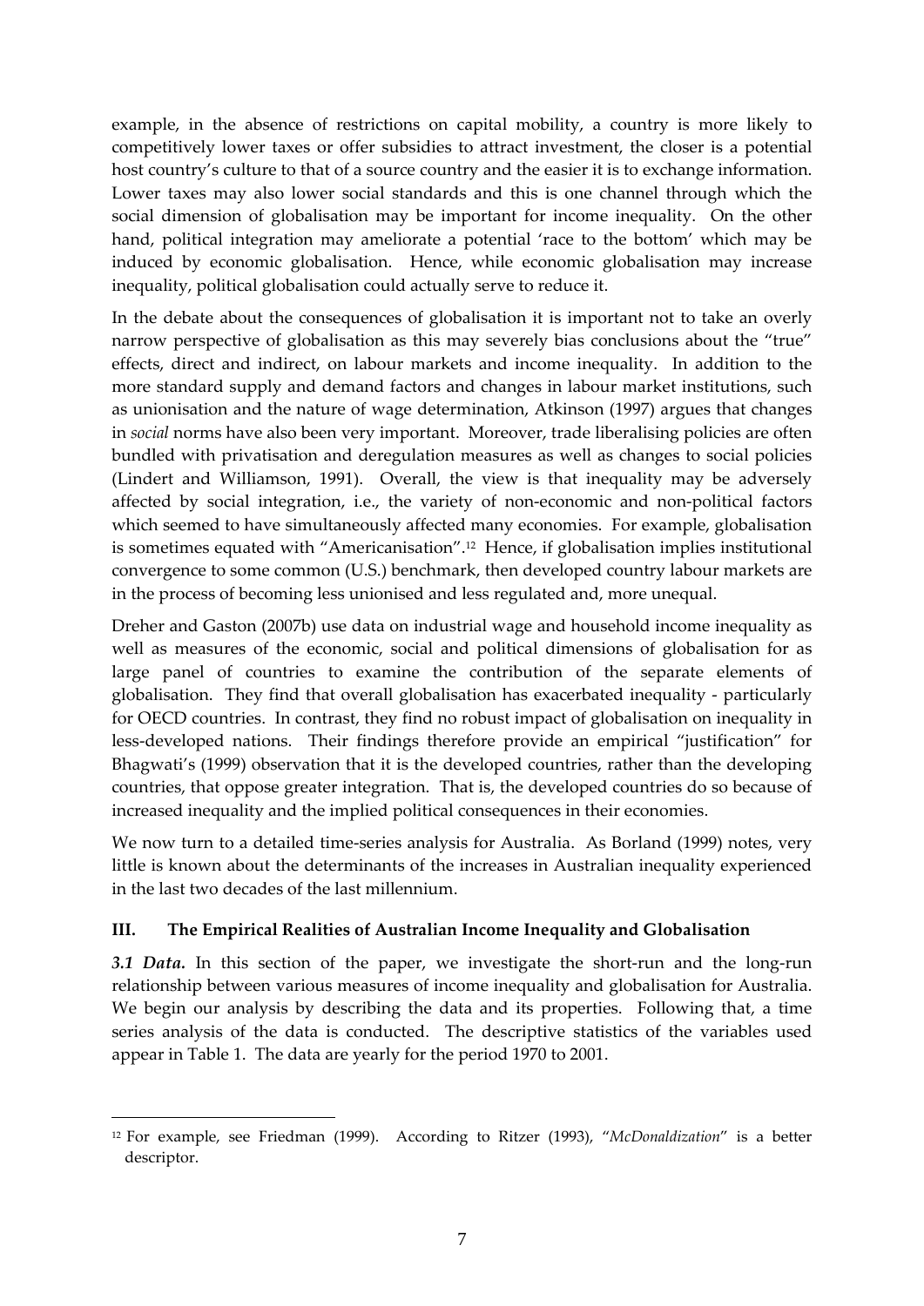example, in the absence of restrictions on capital mobility, a country is more likely to competitively lower taxes or offer subsidies to attract investment, the closer is a potential host country's culture to that of a source country and the easier it is to exchange information. Lower taxes may also lower social standards and this is one channel through which the social dimension of globalisation may be important for income inequality. On the other hand, political integration may ameliorate a potential 'race to the bottom' which may be induced by economic globalisation. Hence, while economic globalisation may increase inequality, political globalisation could actually serve to reduce it.

In the debate about the consequences of globalisation it is important not to take an overly narrow perspective of globalisation as this may severely bias conclusions about the "true" effects, direct and indirect, on labour markets and income inequality. In addition to the more standard supply and demand factors and changes in labour market institutions, such as unionisation and the nature of wage determination, Atkinson (1997) argues that changes in *social* norms have also been very important. Moreover, trade liberalising policies are often bundled with privatisation and deregulation measures as well as changes to social policies (Lindert and Williamson, 1991). Overall, the view is that inequality may be adversely affected by social integration, i.e., the variety of non-economic and non-political factors which seemed to have simultaneously affected many economies. For example, globalisation is sometimes equated with "Americanisation".[12] Hence, if globalisation implies institutional convergence to some common (U.S.) benchmark, then developed country labour markets are in the process of becoming less unionised and less regulated and, more unequal.

Dreher and Gaston (2007b) use data on industrial wage and household income inequality as well as measures of the economic, social and political dimensions of globalisation for as large panel of countries to examine the contribution of the separate elements of globalisation. They find that overall globalisation has exacerbated inequality - particularly for OECD countries. In contrast, they find no robust impact of globalisation on inequality in less-developed nations. Their findings therefore provide an empirical "justification" for Bhagwati's (1999) observation that it is the developed countries, rather than the developing countries, that oppose greater integration. That is, the developed countries do so because of increased inequality and the implied political consequences in their economies.

We now turn to a detailed time-series analysis for Australia. As Borland (1999) notes, very little is known about the determinants of the increases in Australian inequality experienced in the last two decades of the last millennium.

## III. The Empirical Realities of Australian Income Inequality and Globalisation

***3.1 Data.*** In this section of the paper, we investigate the short-run and the long-run relationship between various measures of income inequality and globalisation for Australia. We begin our analysis by describing the data and its properties. Following that, a time series analysis of the data is conducted. The descriptive statistics of the variables used appear in Table 1. The data are yearly for the period 1970 to 2001.

[12] For example, see Friedman (1999). According to Ritzer (1993), "*McDonaldization*" is a better descriptor.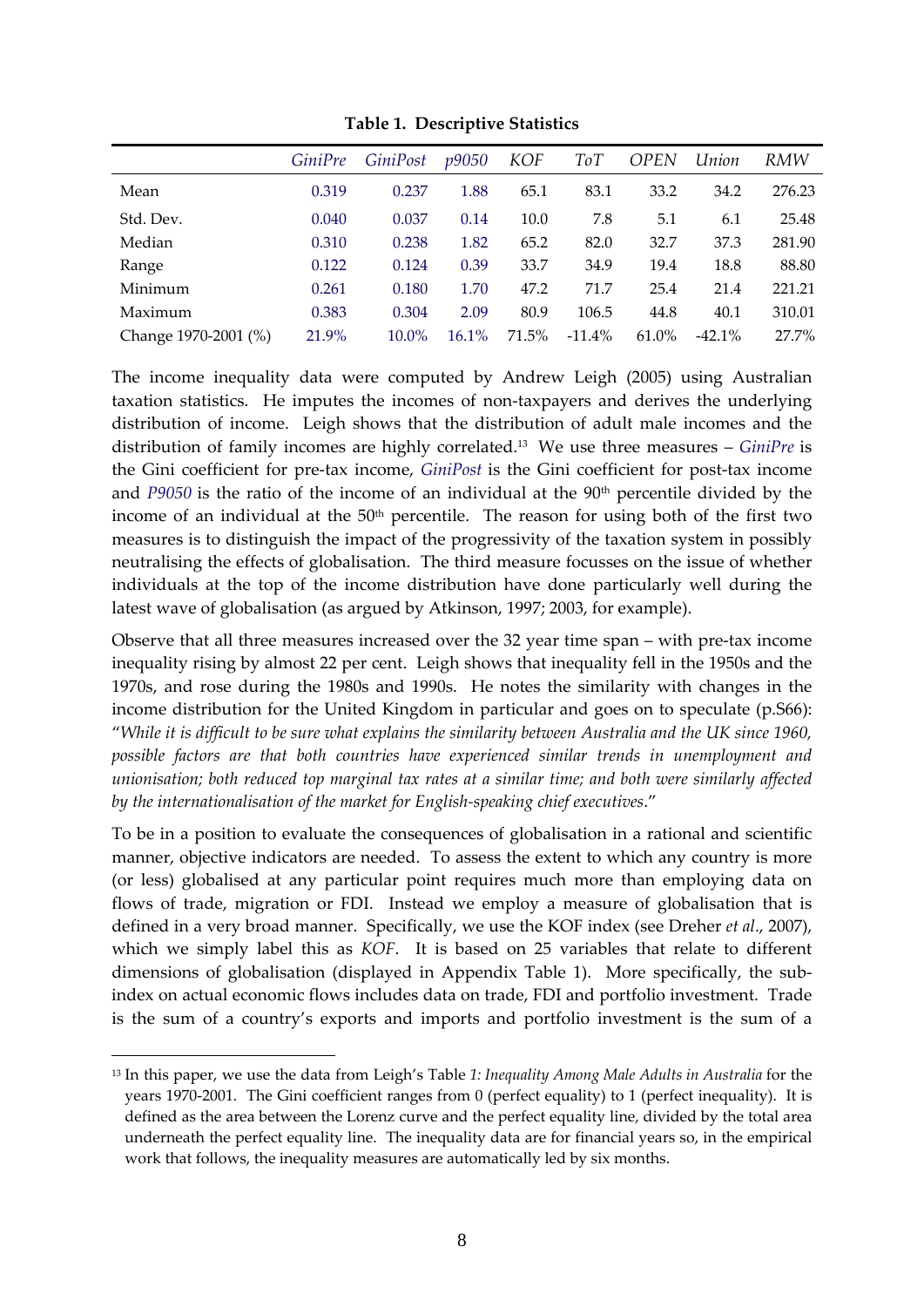**Table 1. Descriptive Statistics**

| | *GiniPre* | *GiniPost* | *p9050* | *KOF* | *ToT* | *OPEN* | *Union* | *RMW* |
|---|---|---|---|---|---|---|---|---|
| Mean | 0.319 | 0.237 | 1.88 | 65.1 | 83.1 | 33.2 | 34.2 | 276.23 |
| Std. Dev. | 0.040 | 0.037 | 0.14 | 10.0 | 7.8 | 5.1 | 6.1 | 25.48 |
| Median | 0.310 | 0.238 | 1.82 | 65.2 | 82.0 | 32.7 | 37.3 | 281.90 |
| Range | 0.122 | 0.124 | 0.39 | 33.7 | 34.9 | 19.4 | 18.8 | 88.80 |
| Minimum | 0.261 | 0.180 | 1.70 | 47.2 | 71.7 | 25.4 | 21.4 | 221.21 |
| Maximum | 0.383 | 0.304 | 2.09 | 80.9 | 106.5 | 44.8 | 40.1 | 310.01 |
| Change 1970-2001 (%) | 21.9% | 10.0% | 16.1% | 71.5% | -11.4% | 61.0% | -42.1% | 27.7% |

The income inequality data were computed by Andrew Leigh (2005) using Australian taxation statistics. He imputes the incomes of non-taxpayers and derives the underlying distribution of income. Leigh shows that the distribution of adult male incomes and the distribution of family incomes are highly correlated.[13] We use three measures – *GiniPre* is the Gini coefficient for pre-tax income, *GiniPost* is the Gini coefficient for post-tax income and *P9050* is the ratio of the income of an individual at the 90th percentile divided by the income of an individual at the 50th percentile. The reason for using both of the first two measures is to distinguish the impact of the progressivity of the taxation system in possibly neutralising the effects of globalisation. The third measure focusses on the issue of whether individuals at the top of the income distribution have done particularly well during the latest wave of globalisation (as argued by Atkinson, 1997; 2003, for example).

Observe that all three measures increased over the 32 year time span – with pre-tax income inequality rising by almost 22 per cent. Leigh shows that inequality fell in the 1950s and the 1970s, and rose during the 1980s and 1990s. He notes the similarity with changes in the income distribution for the United Kingdom in particular and goes on to speculate (p.S66): "*While it is difficult to be sure what explains the similarity between Australia and the UK since 1960, possible factors are that both countries have experienced similar trends in unemployment and unionisation; both reduced top marginal tax rates at a similar time; and both were similarly affected by the internationalisation of the market for English-speaking chief executives*."

To be in a position to evaluate the consequences of globalisation in a rational and scientific manner, objective indicators are needed. To assess the extent to which any country is more (or less) globalised at any particular point requires much more than employing data on flows of trade, migration or FDI. Instead we employ a measure of globalisation that is defined in a very broad manner. Specifically, we use the KOF index (see Dreher *et al*., 2007), which we simply label this as *KOF*. It is based on 25 variables that relate to different dimensions of globalisation (displayed in Appendix Table 1). More specifically, the sub-index on actual economic flows includes data on trade, FDI and portfolio investment. Trade is the sum of a country's exports and imports and portfolio investment is the sum of a

[13] In this paper, we use the data from Leigh's Table *1: Inequality Among Male Adults in Australia* for the years 1970-2001. The Gini coefficient ranges from 0 (perfect equality) to 1 (perfect inequality). It is defined as the area between the Lorenz curve and the perfect equality line, divided by the total area underneath the perfect equality line. The inequality data are for financial years so, in the empirical work that follows, the inequality measures are automatically led by six months.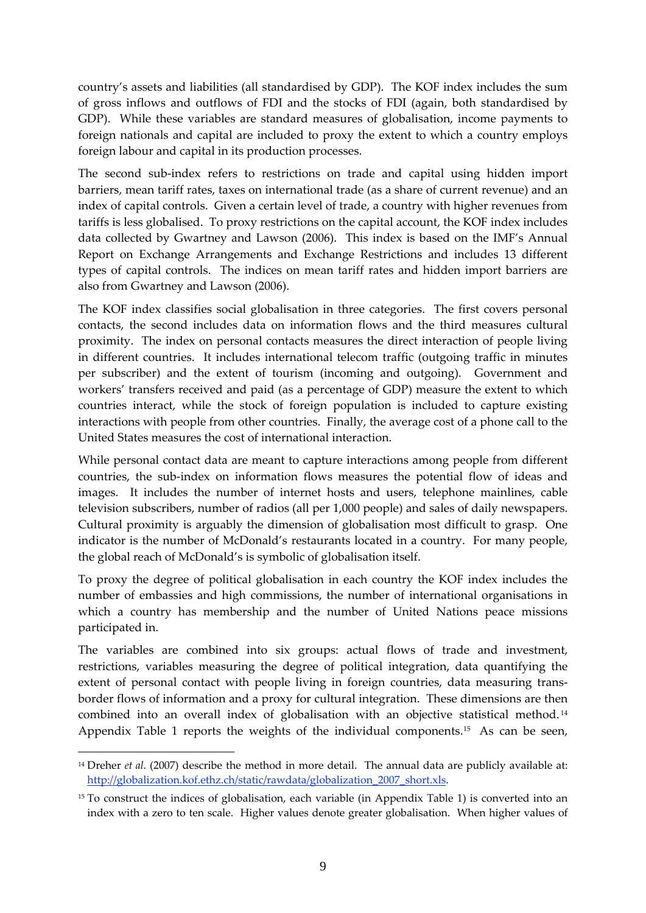country's assets and liabilities (all standardised by GDP). The KOF index includes the sum of gross inflows and outflows of FDI and the stocks of FDI (again, both standardised by GDP). While these variables are standard measures of globalisation, income payments to foreign nationals and capital are included to proxy the extent to which a country employs foreign labour and capital in its production processes.

The second sub-index refers to restrictions on trade and capital using hidden import barriers, mean tariff rates, taxes on international trade (as a share of current revenue) and an index of capital controls. Given a certain level of trade, a country with higher revenues from tariffs is less globalised. To proxy restrictions on the capital account, the KOF index includes data collected by Gwartney and Lawson (2006). This index is based on the IMF's Annual Report on Exchange Arrangements and Exchange Restrictions and includes 13 different types of capital controls. The indices on mean tariff rates and hidden import barriers are also from Gwartney and Lawson (2006).

The KOF index classifies social globalisation in three categories. The first covers personal contacts, the second includes data on information flows and the third measures cultural proximity. The index on personal contacts measures the direct interaction of people living in different countries. It includes international telecom traffic (outgoing traffic in minutes per subscriber) and the extent of tourism (incoming and outgoing). Government and workers' transfers received and paid (as a percentage of GDP) measure the extent to which countries interact, while the stock of foreign population is included to capture existing interactions with people from other countries. Finally, the average cost of a phone call to the United States measures the cost of international interaction.

While personal contact data are meant to capture interactions among people from different countries, the sub-index on information flows measures the potential flow of ideas and images. It includes the number of internet hosts and users, telephone mainlines, cable television subscribers, number of radios (all per 1,000 people) and sales of daily newspapers. Cultural proximity is arguably the dimension of globalisation most difficult to grasp. One indicator is the number of McDonald's restaurants located in a country. For many people, the global reach of McDonald's is symbolic of globalisation itself.

To proxy the degree of political globalisation in each country the KOF index includes the number of embassies and high commissions, the number of international organisations in which a country has membership and the number of United Nations peace missions participated in.

The variables are combined into six groups: actual flows of trade and investment, restrictions, variables measuring the degree of political integration, data quantifying the extent of personal contact with people living in foreign countries, data measuring trans-border flows of information and a proxy for cultural integration. These dimensions are then combined into an overall index of globalisation with an objective statistical method.[14] Appendix Table 1 reports the weights of the individual components.[15] As can be seen,

---

[14] Dreher *et al*. (2007) describe the method in more detail. The annual data are publicly available at: http://globalization.kof.ethz.ch/static/rawdata/globalization_2007_short.xls.

[15] To construct the indices of globalisation, each variable (in Appendix Table 1) is converted into an index with a zero to ten scale. Higher values denote greater globalisation. When higher values of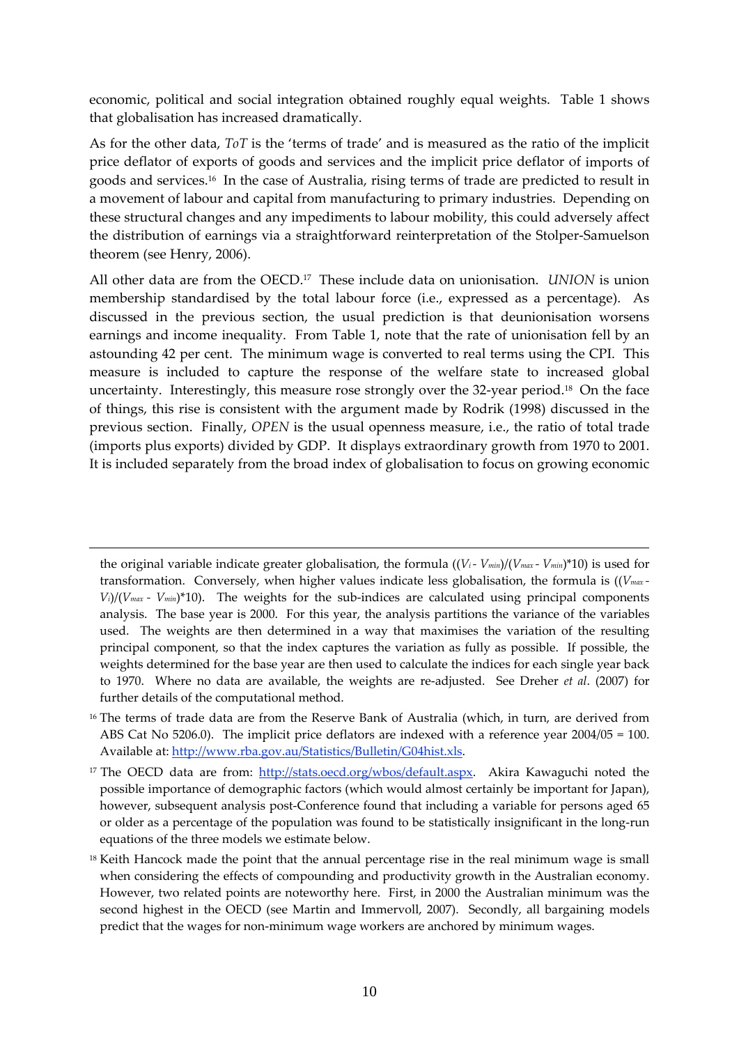economic, political and social integration obtained roughly equal weights. Table 1 shows that globalisation has increased dramatically.

As for the other data, *ToT* is the 'terms of trade' and is measured as the ratio of the implicit price deflator of exports of goods and services and the implicit price deflator of imports of goods and services.[16] In the case of Australia, rising terms of trade are predicted to result in a movement of labour and capital from manufacturing to primary industries. Depending on these structural changes and any impediments to labour mobility, this could adversely affect the distribution of earnings via a straightforward reinterpretation of the Stolper-Samuelson theorem (see Henry, 2006).

All other data are from the OECD.[17] These include data on unionisation. *UNION* is union membership standardised by the total labour force (i.e., expressed as a percentage). As discussed in the previous section, the usual prediction is that deunionisation worsens earnings and income inequality. From Table 1, note that the rate of unionisation fell by an astounding 42 per cent. The minimum wage is converted to real terms using the CPI. This measure is included to capture the response of the welfare state to increased global uncertainty. Interestingly, this measure rose strongly over the 32-year period.[18] On the face of things, this rise is consistent with the argument made by Rodrik (1998) discussed in the previous section. Finally, *OPEN* is the usual openness measure, i.e., the ratio of total trade (imports plus exports) divided by GDP. It displays extraordinary growth from 1970 to 2001. It is included separately from the broad index of globalisation to focus on growing economic

---

the original variable indicate greater globalisation, the formula $((V_i - V_{min})/(V_{max} - V_{min})*10)$ is used for transformation. Conversely, when higher values indicate less globalisation, the formula is $((V_{max} - V_i)/(V_{max} - V_{min})*10)$. The weights for the sub-indices are calculated using principal components analysis. The base year is 2000. For this year, the analysis partitions the variance of the variables used. The weights are then determined in a way that maximises the variation of the resulting principal component, so that the index captures the variation as fully as possible. If possible, the weights determined for the base year are then used to calculate the indices for each single year back to 1970. Where no data are available, the weights are re-adjusted. See Dreher *et al*. (2007) for further details of the computational method.

[16] The terms of trade data are from the Reserve Bank of Australia (which, in turn, are derived from ABS Cat No 5206.0). The implicit price deflators are indexed with a reference year 2004/05 = 100. Available at: http://www.rba.gov.au/Statistics/Bulletin/G04hist.xls.

[17] The OECD data are from: http://stats.oecd.org/wbos/default.aspx. Akira Kawaguchi noted the possible importance of demographic factors (which would almost certainly be important for Japan), however, subsequent analysis post-Conference found that including a variable for persons aged 65 or older as a percentage of the population was found to be statistically insignificant in the long-run equations of the three models we estimate below.

[18] Keith Hancock made the point that the annual percentage rise in the real minimum wage is small when considering the effects of compounding and productivity growth in the Australian economy. However, two related points are noteworthy here. First, in 2000 the Australian minimum was the second highest in the OECD (see Martin and Immervoll, 2007). Secondly, all bargaining models predict that the wages for non-minimum wage workers are anchored by minimum wages.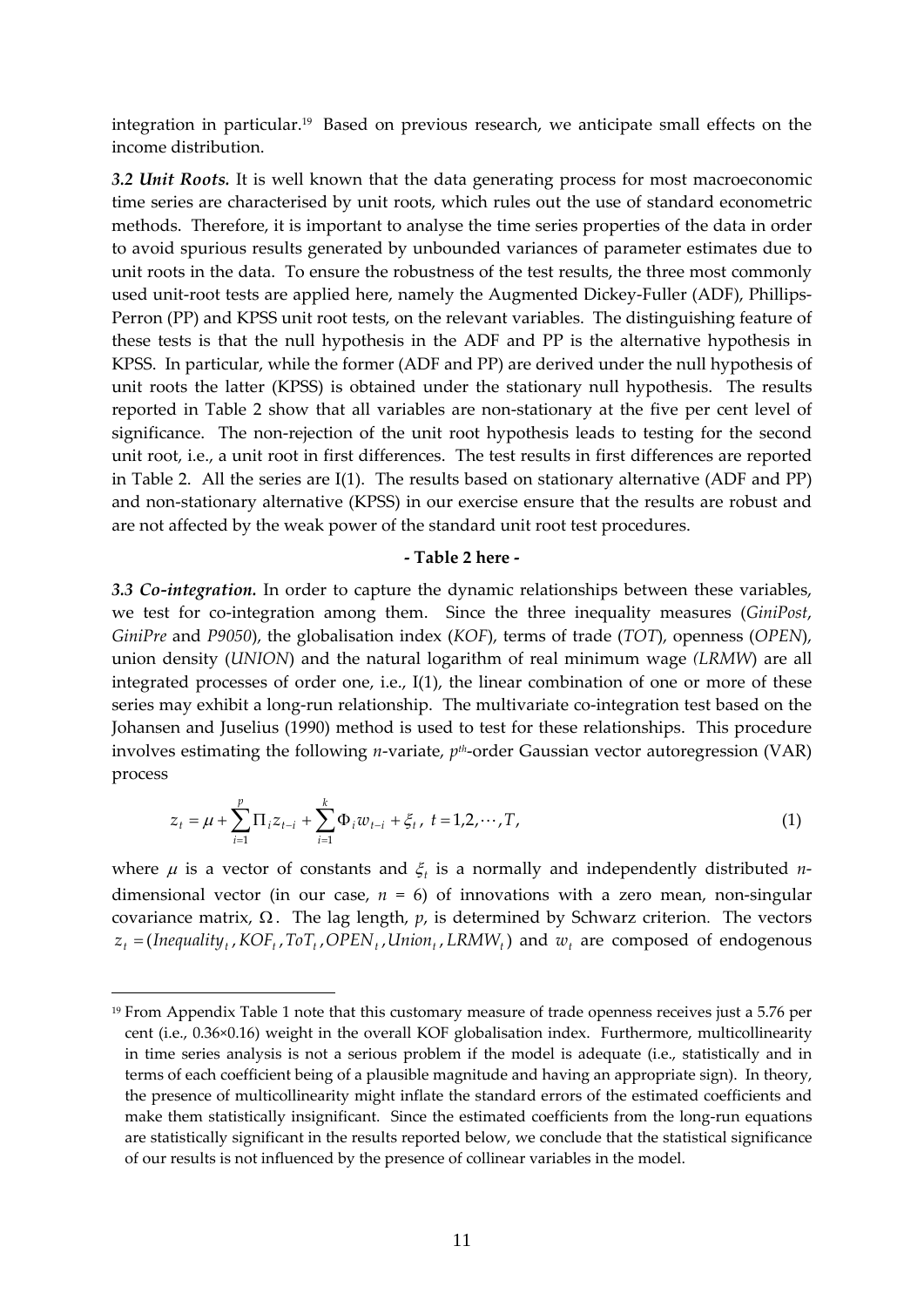integration in particular.[19] Based on previous research, we anticipate small effects on the income distribution.

***3.2 Unit Roots.*** It is well known that the data generating process for most macroeconomic time series are characterised by unit roots, which rules out the use of standard econometric methods. Therefore, it is important to analyse the time series properties of the data in order to avoid spurious results generated by unbounded variances of parameter estimates due to unit roots in the data. To ensure the robustness of the test results, the three most commonly used unit-root tests are applied here, namely the Augmented Dickey-Fuller (ADF), Phillips-Perron (PP) and KPSS unit root tests, on the relevant variables. The distinguishing feature of these tests is that the null hypothesis in the ADF and PP is the alternative hypothesis in KPSS. In particular, while the former (ADF and PP) are derived under the null hypothesis of unit roots the latter (KPSS) is obtained under the stationary null hypothesis. The results reported in Table 2 show that all variables are non-stationary at the five per cent level of significance. The non-rejection of the unit root hypothesis leads to testing for the second unit root, i.e., a unit root in first differences. The test results in first differences are reported in Table 2. All the series are I(1). The results based on stationary alternative (ADF and PP) and non-stationary alternative (KPSS) in our exercise ensure that the results are robust and are not affected by the weak power of the standard unit root test procedures.

**- Table 2 here -**

***3.3 Co-integration.*** In order to capture the dynamic relationships between these variables, we test for co-integration among them. Since the three inequality measures (*GiniPost*, *GiniPre* and *P9050*), the globalisation index (*KOF*), terms of trade (*TOT*), openness (*OPEN*), union density (*UNION*) and the natural logarithm of real minimum wage (*LRMW*) are all integrated processes of order one, i.e., I(1), the linear combination of one or more of these series may exhibit a long-run relationship. The multivariate co-integration test based on the Johansen and Juselius (1990) method is used to test for these relationships. This procedure involves estimating the following *n*-variate, $p^{th}$-order Gaussian vector autoregression (VAR) process

$$z_t = \mu + \sum_{i=1}^{p} \Pi_i z_{t-i} + \sum_{i=1}^{k} \Phi_i w_{t-i} + \xi_t, \; t = 1,2,\cdots,T, \tag{1}$$

where $\mu$ is a vector of constants and $\xi_t$ is a normally and independently distributed $n$-dimensional vector (in our case, $n = 6$) of innovations with a zero mean, non-singular covariance matrix, $\Omega$. The lag length, $p$, is determined by Schwarz criterion. The vectors $z_t = (Inequality_t, KOF_t, ToT_t, OPEN_t, Union_t, LRMW_t)$ and $w_t$ are composed of endogenous

---

[19] From Appendix Table 1 note that this customary measure of trade openness receives just a 5.76 per cent (i.e., 0.36×0.16) weight in the overall KOF globalisation index. Furthermore, multicollinearity in time series analysis is not a serious problem if the model is adequate (i.e., statistically and in terms of each coefficient being of a plausible magnitude and having an appropriate sign). In theory, the presence of multicollinearity might inflate the standard errors of the estimated coefficients and make them statistically insignificant. Since the estimated coefficients from the long-run equations are statistically significant in the results reported below, we conclude that the statistical significance of our results is not influenced by the presence of collinear variables in the model.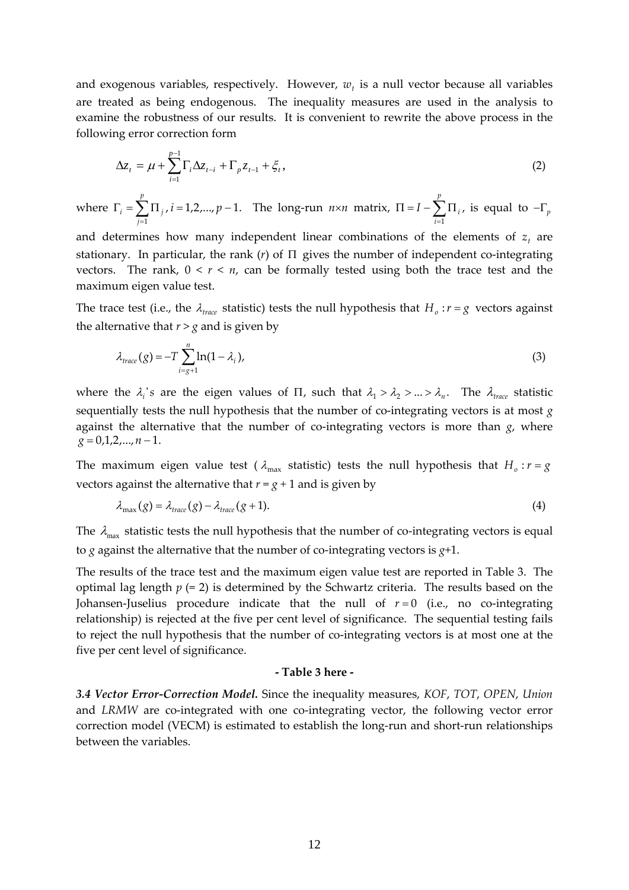and exogenous variables, respectively. However, $w_t$ is a null vector because all variables are treated as being endogenous. The inequality measures are used in the analysis to examine the robustness of our results. It is convenient to rewrite the above process in the following error correction form

$$\Delta z_t = \mu + \sum_{i=1}^{p-1} \Gamma_i \Delta z_{t-i} + \Gamma_p z_{t-1} + \xi_t, \tag{2}$$

where $\Gamma_i = \sum_{j=1}^{p} \Pi_j$, $i = 1,2,..., p-1$. The long-run $n \times n$ matrix, $\Pi = I - \sum_{i=1}^{p} \Pi_i$, is equal to $-\Gamma_p$ and determines how many independent linear combinations of the elements of $z_t$ are stationary. In particular, the rank ($r$) of $\Pi$ gives the number of independent co-integrating vectors. The rank, $0 < r < n$, can be formally tested using both the trace test and the maximum eigen value test.

The trace test (i.e., the $\lambda_{trace}$ statistic) tests the null hypothesis that $H_o : r = g$ vectors against the alternative that $r > g$ and is given by

$$\lambda_{trace}(g) = -T \sum_{i=g+1}^{n} \ln(1 - \lambda_i), \tag{3}$$

where the $\lambda_i$'s are the eigen values of $\Pi$, such that $\lambda_1 > \lambda_2 > ... > \lambda_n$. The $\lambda_{trace}$ statistic sequentially tests the null hypothesis that the number of co-integrating vectors is at most $g$ against the alternative that the number of co-integrating vectors is more than $g$, where $g = 0,1,2,..., n-1$.

The maximum eigen value test ($\lambda_{\max}$ statistic) tests the null hypothesis that $H_o : r = g$ vectors against the alternative that $r = g + 1$ and is given by

$$\lambda_{\max}(g) = \lambda_{trace}(g) - \lambda_{trace}(g+1). \tag{4}$$

The $\lambda_{\max}$ statistic tests the null hypothesis that the number of co-integrating vectors is equal to $g$ against the alternative that the number of co-integrating vectors is $g$+1.

The results of the trace test and the maximum eigen value test are reported in Table 3. The optimal lag length $p$ (= 2) is determined by the Schwartz criteria. The results based on the Johansen-Juselius procedure indicate that the null of $r = 0$ (i.e., no co-integrating relationship) is rejected at the five per cent level of significance. The sequential testing fails to reject the null hypothesis that the number of co-integrating vectors is at most one at the five per cent level of significance.

**- Table 3 here -**

***3.4 Vector Error-Correction Model.*** Since the inequality measures, *KOF*, *TOT*, *OPEN*, *Union* and *LRMW* are co-integrated with one co-integrating vector, the following vector error correction model (VECM) is estimated to establish the long-run and short-run relationships between the variables.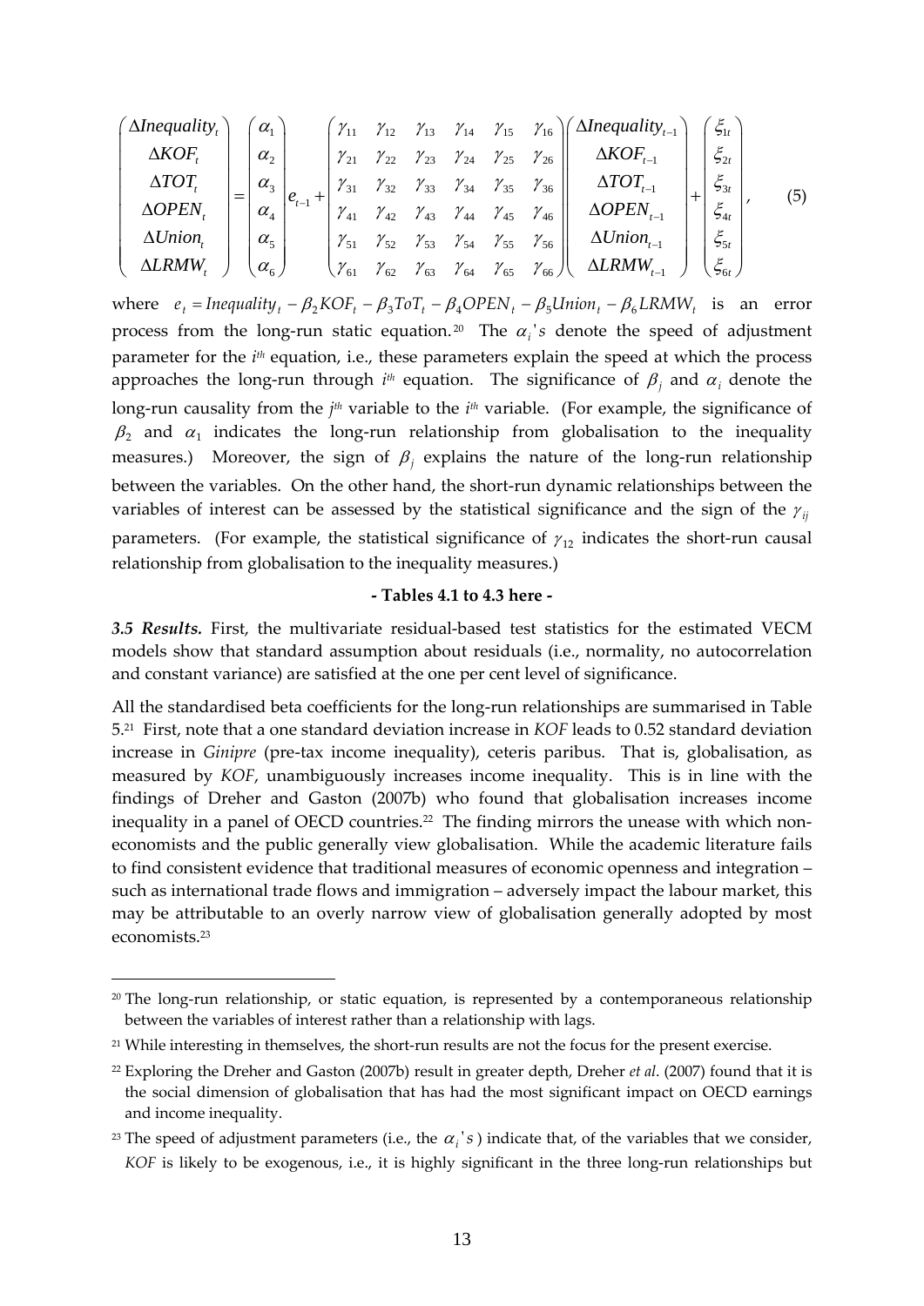$$
\begin{pmatrix} \Delta Inequality_t \\ \Delta KOF_t \\ \Delta TOT_t \\ \Delta OPEN_t \\ \Delta Union_t \\ \Delta LRMW_t \end{pmatrix} = \begin{pmatrix} \alpha_1 \\ \alpha_2 \\ \alpha_3 \\ \alpha_4 \\ \alpha_5 \\ \alpha_6 \end{pmatrix} e_{t-1} + \begin{pmatrix} \gamma_{11} & \gamma_{12} & \gamma_{13} & \gamma_{14} & \gamma_{15} & \gamma_{16} \\ \gamma_{21} & \gamma_{22} & \gamma_{23} & \gamma_{24} & \gamma_{25} & \gamma_{26} \\ \gamma_{31} & \gamma_{32} & \gamma_{33} & \gamma_{34} & \gamma_{35} & \gamma_{36} \\ \gamma_{41} & \gamma_{42} & \gamma_{43} & \gamma_{44} & \gamma_{45} & \gamma_{46} \\ \gamma_{51} & \gamma_{52} & \gamma_{53} & \gamma_{54} & \gamma_{55} & \gamma_{56} \\ \gamma_{61} & \gamma_{62} & \gamma_{63} & \gamma_{64} & \gamma_{65} & \gamma_{66} \end{pmatrix} \begin{pmatrix} \Delta Inequality_{t-1} \\ \Delta KOF_{t-1} \\ \Delta TOT_{t-1} \\ \Delta OPEN_{t-1} \\ \Delta Union_{t-1} \\ \Delta LRMW_{t-1} \end{pmatrix} + \begin{pmatrix} \xi_{1t} \\ \xi_{2t} \\ \xi_{3t} \\ \xi_{4t} \\ \xi_{5t} \\ \xi_{6t} \end{pmatrix}, \qquad (5)
$$

where $e_t = Inequality_t - \beta_2 KOF_t - \beta_3 ToT_t - \beta_4 OPEN_t - \beta_5 Union_t - \beta_6 LRMW_t$ is an error process from the long-run static equation.[20] The $\alpha_i$'s denote the speed of adjustment parameter for the $i^{th}$ equation, i.e., these parameters explain the speed at which the process approaches the long-run through $i^{th}$ equation. The significance of $\beta_j$ and $\alpha_i$ denote the long-run causality from the $j^{th}$ variable to the $i^{th}$ variable. (For example, the significance of $\beta_2$ and $\alpha_1$ indicates the long-run relationship from globalisation to the inequality measures.) Moreover, the sign of $\beta_j$ explains the nature of the long-run relationship between the variables. On the other hand, the short-run dynamic relationships between the variables of interest can be assessed by the statistical significance and the sign of the $\gamma_{ij}$ parameters. (For example, the statistical significance of $\gamma_{12}$ indicates the short-run causal relationship from globalisation to the inequality measures.)

**- Tables 4.1 to 4.3 here -**

***3.5 Results.*** First, the multivariate residual-based test statistics for the estimated VECM models show that standard assumption about residuals (i.e., normality, no autocorrelation and constant variance) are satisfied at the one per cent level of significance.

All the standardised beta coefficients for the long-run relationships are summarised in Table 5.[21] First, note that a one standard deviation increase in *KOF* leads to 0.52 standard deviation increase in *Ginipre* (pre-tax income inequality), ceteris paribus. That is, globalisation, as measured by *KOF*, unambiguously increases income inequality. This is in line with the findings of Dreher and Gaston (2007b) who found that globalisation increases income inequality in a panel of OECD countries.[22] The finding mirrors the unease with which non-economists and the public generally view globalisation. While the academic literature fails to find consistent evidence that traditional measures of economic openness and integration – such as international trade flows and immigration – adversely impact the labour market, this may be attributable to an overly narrow view of globalisation generally adopted by most economists.[23]

---

[20] The long-run relationship, or static equation, is represented by a contemporaneous relationship between the variables of interest rather than a relationship with lags.

[21] While interesting in themselves, the short-run results are not the focus for the present exercise.

[22] Exploring the Dreher and Gaston (2007b) result in greater depth, Dreher *et al*. (2007) found that it is the social dimension of globalisation that has had the most significant impact on OECD earnings and income inequality.

[23] The speed of adjustment parameters (i.e., the $\alpha_i$'s) indicate that, of the variables that we consider, *KOF* is likely to be exogenous, i.e., it is highly significant in the three long-run relationships but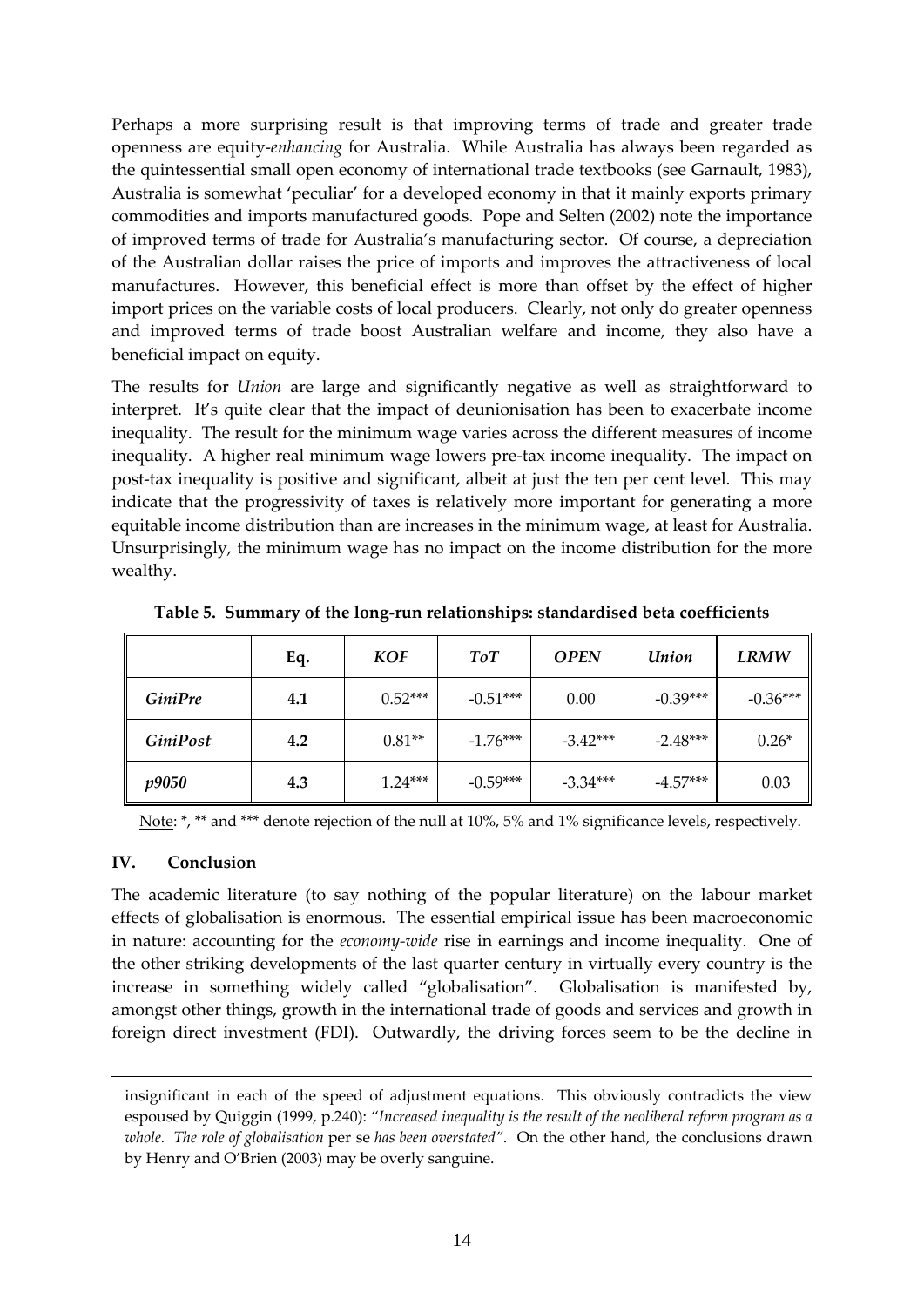Perhaps a more surprising result is that improving terms of trade and greater trade openness are equity-*enhancing* for Australia. While Australia has always been regarded as the quintessential small open economy of international trade textbooks (see Garnault, 1983), Australia is somewhat 'peculiar' for a developed economy in that it mainly exports primary commodities and imports manufactured goods. Pope and Selten (2002) note the importance of improved terms of trade for Australia's manufacturing sector. Of course, a depreciation of the Australian dollar raises the price of imports and improves the attractiveness of local manufactures. However, this beneficial effect is more than offset by the effect of higher import prices on the variable costs of local producers. Clearly, not only do greater openness and improved terms of trade boost Australian welfare and income, they also have a beneficial impact on equity.

The results for *Union* are large and significantly negative as well as straightforward to interpret. It's quite clear that the impact of deunionisation has been to exacerbate income inequality. The result for the minimum wage varies across the different measures of income inequality. A higher real minimum wage lowers pre-tax income inequality. The impact on post-tax inequality is positive and significant, albeit at just the ten per cent level. This may indicate that the progressivity of taxes is relatively more important for generating a more equitable income distribution than are increases in the minimum wage, at least for Australia. Unsurprisingly, the minimum wage has no impact on the income distribution for the more wealthy.

**Table 5. Summary of the long-run relationships: standardised beta coefficients**

| | Eq. | *KOF* | *ToT* | *OPEN* | *Union* | *LRMW* |
|---|---|---|---|---|---|---|
| *GiniPre* | **4.1** | 0.52*** | -0.51*** | 0.00 | -0.39*** | -0.36*** |
| *GiniPost* | **4.2** | 0.81** | -1.76*** | -3.42*** | -2.48*** | 0.26* |
| *p9050* | **4.3** | 1.24*** | -0.59*** | -3.34*** | -4.57*** | 0.03 |

Note: *, ** and *** denote rejection of the null at 10%, 5% and 1% significance levels, respectively.

## IV. Conclusion

The academic literature (to say nothing of the popular literature) on the labour market effects of globalisation is enormous. The essential empirical issue has been macroeconomic in nature: accounting for the *economy-wide* rise in earnings and income inequality. One of the other striking developments of the last quarter century in virtually every country is the increase in something widely called "globalisation". Globalisation is manifested by, amongst other things, growth in the international trade of goods and services and growth in foreign direct investment (FDI). Outwardly, the driving forces seem to be the decline in

---

insignificant in each of the speed of adjustment equations. This obviously contradicts the view espoused by Quiggin (1999, p.240): "*Increased inequality is the result of the neoliberal reform program as a whole. The role of globalisation* per se *has been overstated"*. On the other hand, the conclusions drawn by Henry and O'Brien (2003) may be overly sanguine.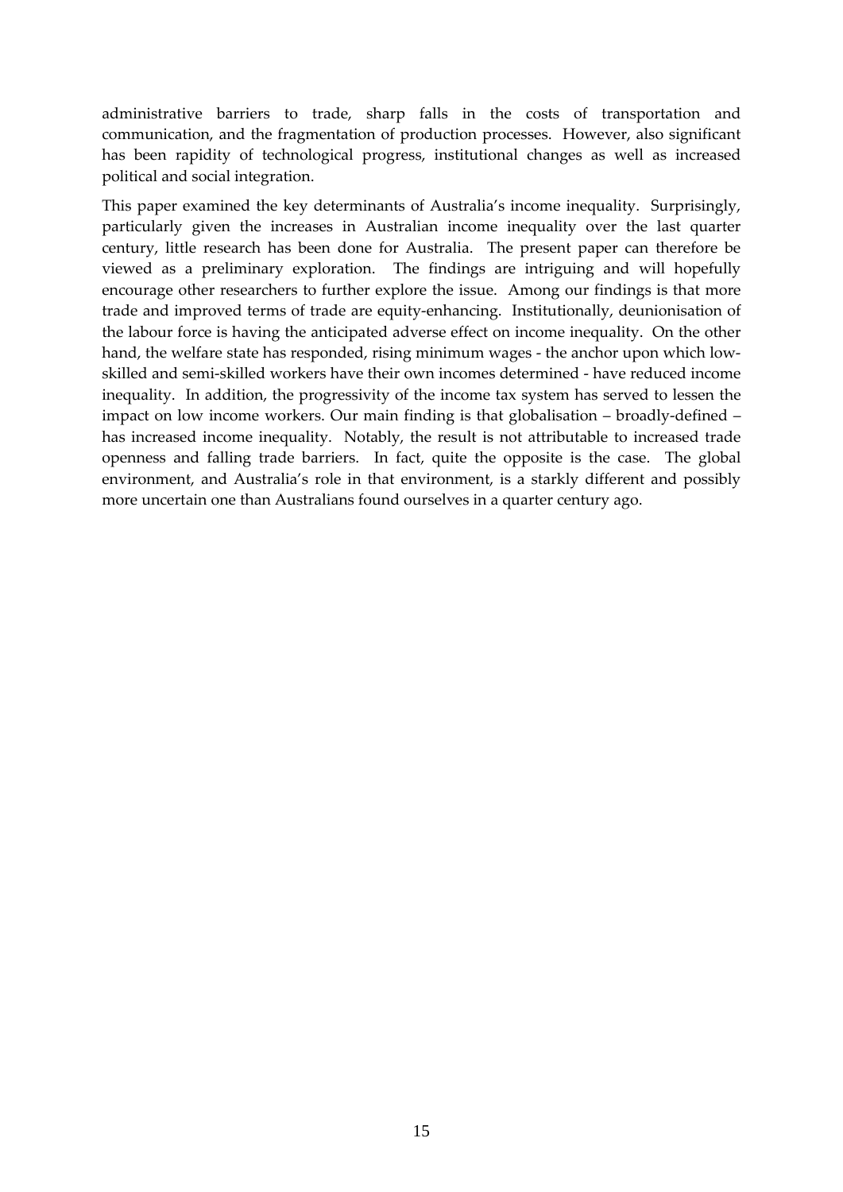administrative barriers to trade, sharp falls in the costs of transportation and communication, and the fragmentation of production processes. However, also significant has been rapidity of technological progress, institutional changes as well as increased political and social integration.

This paper examined the key determinants of Australia's income inequality. Surprisingly, particularly given the increases in Australian income inequality over the last quarter century, little research has been done for Australia. The present paper can therefore be viewed as a preliminary exploration. The findings are intriguing and will hopefully encourage other researchers to further explore the issue. Among our findings is that more trade and improved terms of trade are equity-enhancing. Institutionally, deunionisation of the labour force is having the anticipated adverse effect on income inequality. On the other hand, the welfare state has responded, rising minimum wages - the anchor upon which low-skilled and semi-skilled workers have their own incomes determined - have reduced income inequality. In addition, the progressivity of the income tax system has served to lessen the impact on low income workers. Our main finding is that globalisation – broadly-defined – has increased income inequality. Notably, the result is not attributable to increased trade openness and falling trade barriers. In fact, quite the opposite is the case. The global environment, and Australia's role in that environment, is a starkly different and possibly more uncertain one than Australians found ourselves in a quarter century ago.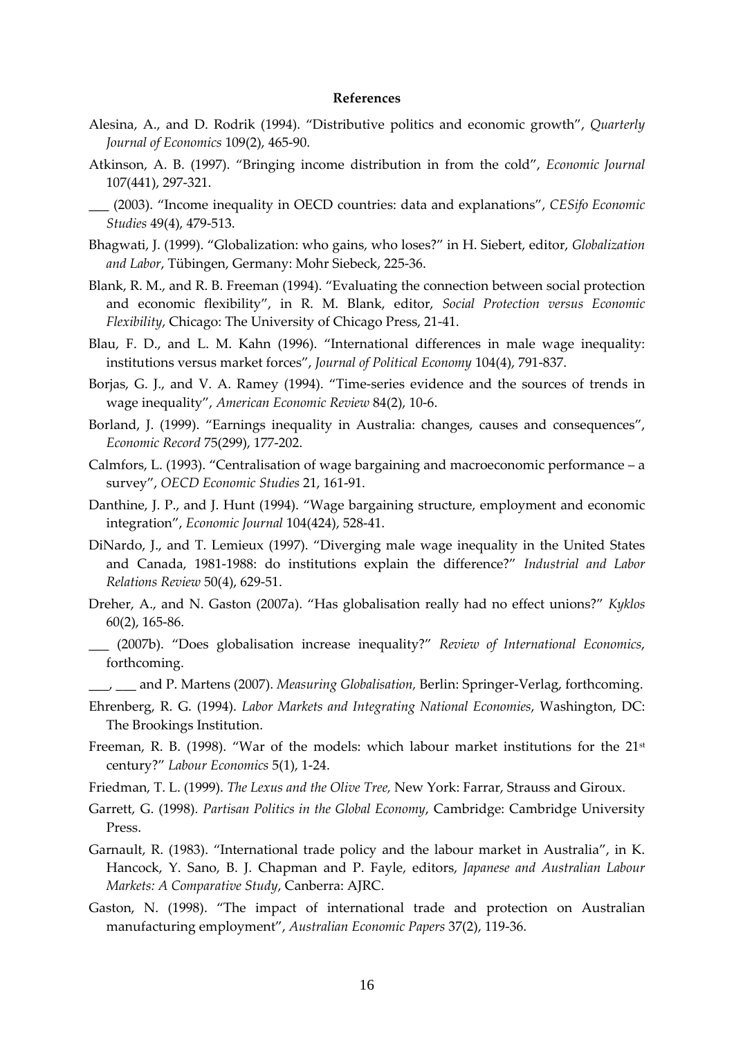**References**

Alesina, A., and D. Rodrik (1994). "Distributive politics and economic growth", *Quarterly Journal of Economics* 109(2), 465-90.

Atkinson, A. B. (1997). "Bringing income distribution in from the cold", *Economic Journal* 107(441), 297-321.

___ (2003). "Income inequality in OECD countries: data and explanations", *CESifo Economic Studies* 49(4), 479-513.

Bhagwati, J. (1999). "Globalization: who gains, who loses?" in H. Siebert, editor, *Globalization and Labor*, Tübingen, Germany: Mohr Siebeck, 225-36.

Blank, R. M., and R. B. Freeman (1994). "Evaluating the connection between social protection and economic flexibility", in R. M. Blank, editor, *Social Protection versus Economic Flexibility*, Chicago: The University of Chicago Press, 21-41.

Blau, F. D., and L. M. Kahn (1996). "International differences in male wage inequality: institutions versus market forces", *Journal of Political Economy* 104(4), 791-837.

Borjas, G. J., and V. A. Ramey (1994). "Time-series evidence and the sources of trends in wage inequality", *American Economic Review* 84(2), 10-6.

Borland, J. (1999). "Earnings inequality in Australia: changes, causes and consequences", *Economic Record* 75(299), 177-202.

Calmfors, L. (1993). "Centralisation of wage bargaining and macroeconomic performance – a survey", *OECD Economic Studies* 21, 161-91.

Danthine, J. P., and J. Hunt (1994). "Wage bargaining structure, employment and economic integration", *Economic Journal* 104(424), 528-41.

DiNardo, J., and T. Lemieux (1997). "Diverging male wage inequality in the United States and Canada, 1981-1988: do institutions explain the difference?" *Industrial and Labor Relations Review* 50(4), 629-51.

Dreher, A., and N. Gaston (2007a). "Has globalisation really had no effect unions?" *Kyklos* 60(2), 165-86.

___ (2007b). "Does globalisation increase inequality?" *Review of International Economics*, forthcoming.

___, ___ and P. Martens (2007). *Measuring Globalisation*, Berlin: Springer-Verlag, forthcoming.

Ehrenberg, R. G. (1994). *Labor Markets and Integrating National Economies*, Washington, DC: The Brookings Institution.

Freeman, R. B. (1998). "War of the models: which labour market institutions for the 21st century?" *Labour Economics* 5(1), 1-24.

Friedman, T. L. (1999). *The Lexus and the Olive Tree*, New York: Farrar, Strauss and Giroux.

Garrett, G. (1998). *Partisan Politics in the Global Economy*, Cambridge: Cambridge University Press.

Garnault, R. (1983). "International trade policy and the labour market in Australia", in K. Hancock, Y. Sano, B. J. Chapman and P. Fayle, editors, *Japanese and Australian Labour Markets: A Comparative Study*, Canberra: AJRC.

Gaston, N. (1998). "The impact of international trade and protection on Australian manufacturing employment", *Australian Economic Papers* 37(2), 119-36.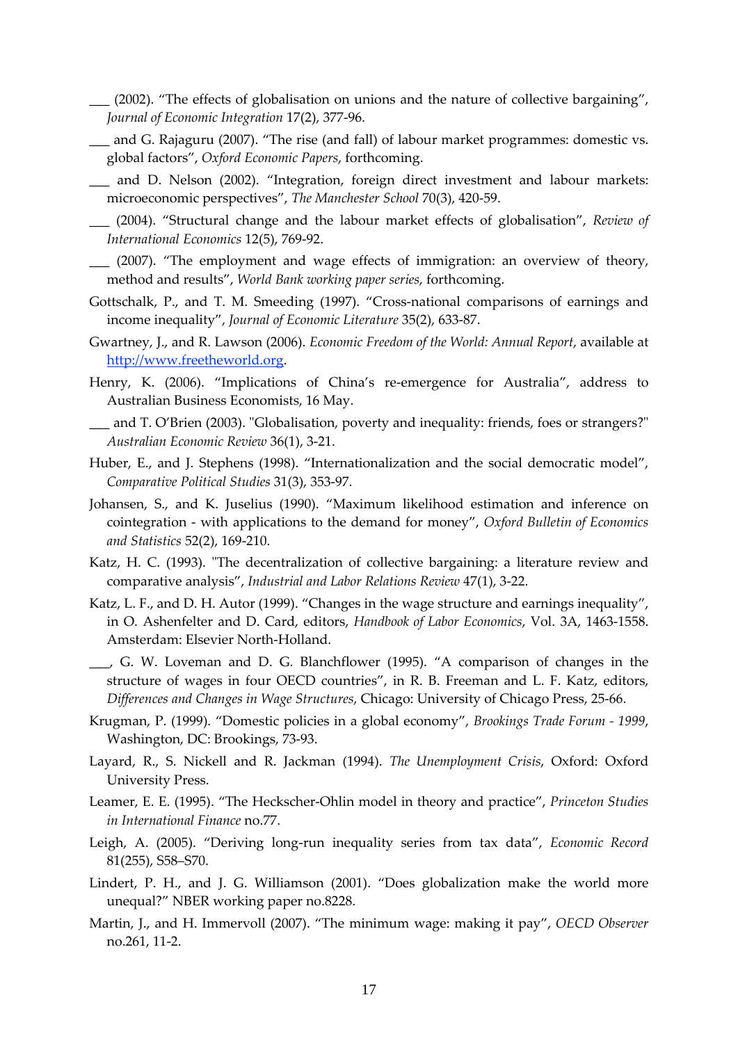___ (2002). “The effects of globalisation on unions and the nature of collective bargaining”, *Journal of Economic Integration* 17(2), 377-96.

___ and G. Rajaguru (2007). “The rise (and fall) of labour market programmes: domestic vs. global factors”, *Oxford Economic Papers*, forthcoming.

___ and D. Nelson (2002). “Integration, foreign direct investment and labour markets: microeconomic perspectives”, *The Manchester School* 70(3), 420-59.

___ (2004). “Structural change and the labour market effects of globalisation”, *Review of International Economics* 12(5), 769-92.

___ (2007). “The employment and wage effects of immigration: an overview of theory, method and results”, *World Bank working paper series*, forthcoming.

Gottschalk, P., and T. M. Smeeding (1997). “Cross-national comparisons of earnings and income inequality”, *Journal of Economic Literature* 35(2), 633-87.

Gwartney, J., and R. Lawson (2006). *Economic Freedom of the World: Annual Report*, available at http://www.freetheworld.org.

Henry, K. (2006). “Implications of China’s re-emergence for Australia”, address to Australian Business Economists, 16 May.

___ and T. O’Brien (2003). "Globalisation, poverty and inequality: friends, foes or strangers?" *Australian Economic Review* 36(1), 3-21.

Huber, E., and J. Stephens (1998). “Internationalization and the social democratic model”, *Comparative Political Studies* 31(3), 353-97.

Johansen, S., and K. Juselius (1990). “Maximum likelihood estimation and inference on cointegration - with applications to the demand for money”, *Oxford Bulletin of Economics and Statistics* 52(2), 169-210.

Katz, H. C. (1993). "The decentralization of collective bargaining: a literature review and comparative analysis”, *Industrial and Labor Relations Review* 47(1), 3-22.

Katz, L. F., and D. H. Autor (1999). “Changes in the wage structure and earnings inequality”, in O. Ashenfelter and D. Card, editors, *Handbook of Labor Economics*, Vol. 3A, 1463-1558. Amsterdam: Elsevier North-Holland.

___, G. W. Loveman and D. G. Blanchflower (1995). “A comparison of changes in the structure of wages in four OECD countries”, in R. B. Freeman and L. F. Katz, editors, *Differences and Changes in Wage Structures*, Chicago: University of Chicago Press, 25-66.

Krugman, P. (1999). “Domestic policies in a global economy”, *Brookings Trade Forum - 1999*, Washington, DC: Brookings, 73-93.

Layard, R., S. Nickell and R. Jackman (1994). *The Unemployment Crisis*, Oxford: Oxford University Press.

Leamer, E. E. (1995). “The Heckscher-Ohlin model in theory and practice”, *Princeton Studies in International Finance* no.77.

Leigh, A. (2005). “Deriving long-run inequality series from tax data”, *Economic Record* 81(255), S58–S70.

Lindert, P. H., and J. G. Williamson (2001). “Does globalization make the world more unequal?” NBER working paper no.8228.

Martin, J., and H. Immervoll (2007). “The minimum wage: making it pay”, *OECD Observer* no.261, 11-2.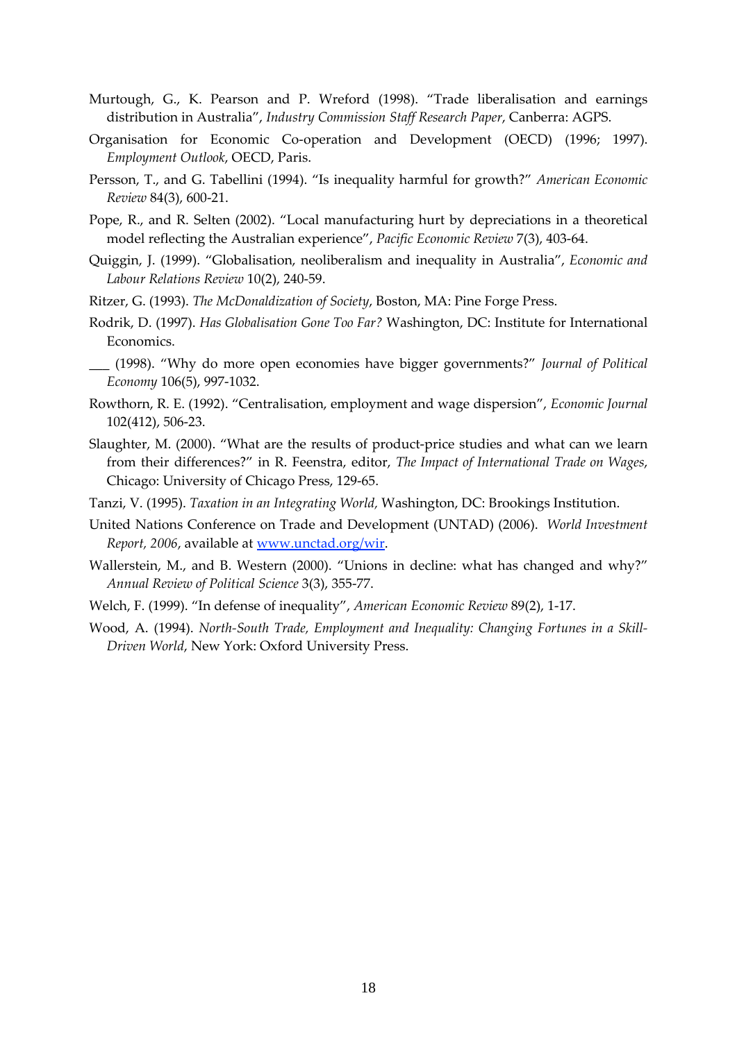Murtough, G., K. Pearson and P. Wreford (1998). "Trade liberalisation and earnings distribution in Australia", *Industry Commission Staff Research Paper*, Canberra: AGPS.

Organisation for Economic Co-operation and Development (OECD) (1996; 1997). *Employment Outlook*, OECD, Paris.

Persson, T., and G. Tabellini (1994). "Is inequality harmful for growth?" *American Economic Review* 84(3), 600-21.

Pope, R., and R. Selten (2002). "Local manufacturing hurt by depreciations in a theoretical model reflecting the Australian experience", *Pacific Economic Review* 7(3), 403-64.

Quiggin, J. (1999). "Globalisation, neoliberalism and inequality in Australia", *Economic and Labour Relations Review* 10(2), 240-59.

Ritzer, G. (1993). *The McDonaldization of Society*, Boston, MA: Pine Forge Press.

Rodrik, D. (1997). *Has Globalisation Gone Too Far?* Washington, DC: Institute for International Economics.

___ (1998). "Why do more open economies have bigger governments?" *Journal of Political Economy* 106(5), 997-1032.

Rowthorn, R. E. (1992). "Centralisation, employment and wage dispersion", *Economic Journal* 102(412), 506-23.

Slaughter, M. (2000). "What are the results of product-price studies and what can we learn from their differences?" in R. Feenstra, editor, *The Impact of International Trade on Wages*, Chicago: University of Chicago Press, 129-65.

Tanzi, V. (1995). *Taxation in an Integrating World,* Washington, DC: Brookings Institution.

United Nations Conference on Trade and Development (UNTAD) (2006). *World Investment Report, 2006*, available at www.unctad.org/wir.

Wallerstein, M., and B. Western (2000). "Unions in decline: what has changed and why?" *Annual Review of Political Science* 3(3), 355-77.

Welch, F. (1999). "In defense of inequality", *American Economic Review* 89(2), 1-17.

Wood, A. (1994). *North-South Trade, Employment and Inequality: Changing Fortunes in a Skill-Driven World*, New York: Oxford University Press.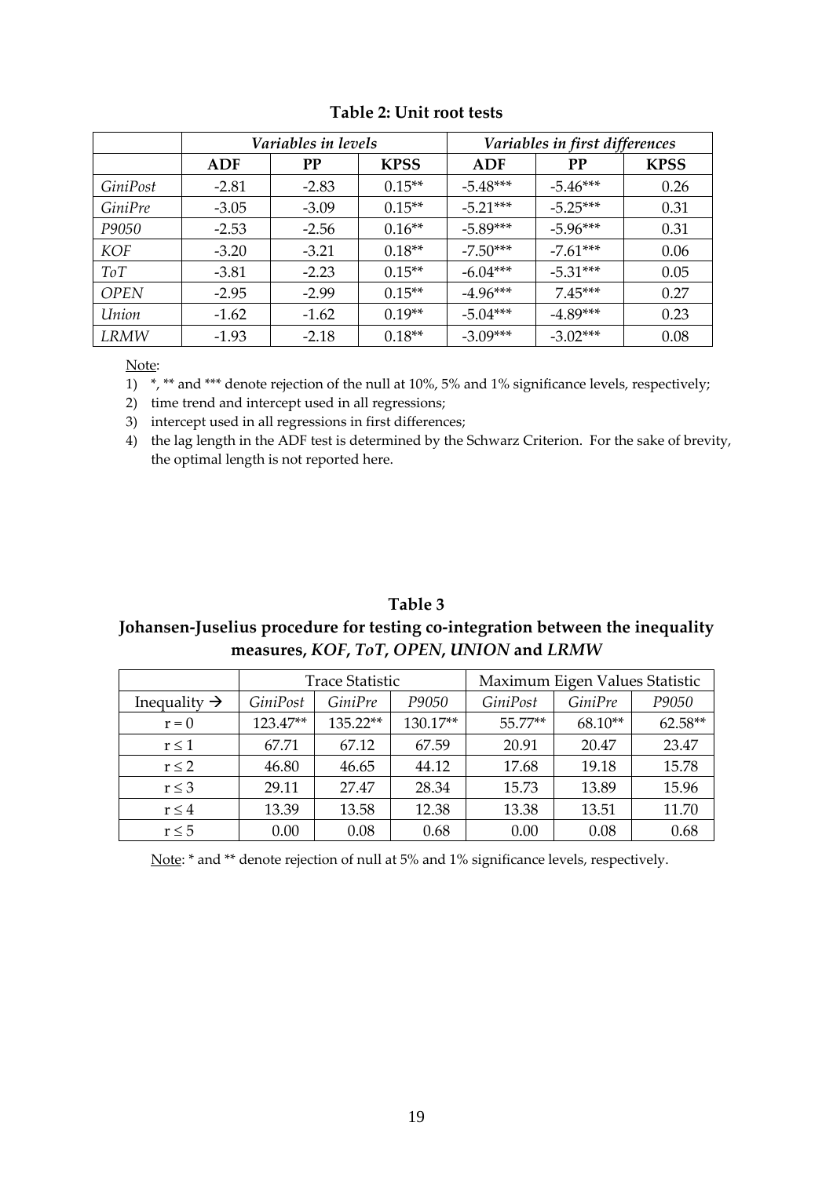**Table 2: Unit root tests**

| | *Variables in levels* | | | *Variables in first differences* | | |
|---|---|---|---|---|---|---|
| | **ADF** | **PP** | **KPSS** | **ADF** | **PP** | **KPSS** |
| *GiniPost* | -2.81 | -2.83 | 0.15** | -5.48*** | -5.46*** | 0.26 |
| *GiniPre* | -3.05 | -3.09 | 0.15** | -5.21*** | -5.25*** | 0.31 |
| *P9050* | -2.53 | -2.56 | 0.16** | -5.89*** | -5.96*** | 0.31 |
| *KOF* | -3.20 | -3.21 | 0.18** | -7.50*** | -7.61*** | 0.06 |
| *ToT* | -3.81 | -2.23 | 0.15** | -6.04*** | -5.31*** | 0.05 |
| *OPEN* | -2.95 | -2.99 | 0.15** | -4.96*** | 7.45*** | 0.27 |
| *Union* | -1.62 | -1.62 | 0.19** | -5.04*** | -4.89*** | 0.23 |
| *LRMW* | -1.93 | -2.18 | 0.18** | -3.09*** | -3.02*** | 0.08 |

Note:

1) *, ** and *** denote rejection of the null at 10%, 5% and 1% significance levels, respectively;
2) time trend and intercept used in all regressions;
3) intercept used in all regressions in first differences;
4) the lag length in the ADF test is determined by the Schwarz Criterion. For the sake of brevity, the optimal length is not reported here.

**Table 3**

**Johansen-Juselius procedure for testing co-integration between the inequality measures, *KOF*, *ToT*, *OPEN*, *UNION* and *LRMW***

| | Trace Statistic | | | Maximum Eigen Values Statistic | | |
|---|---|---|---|---|---|---|
| Inequality → | *GiniPost* | *GiniPre* | *P9050* | *GiniPost* | *GiniPre* | *P9050* |
| $r = 0$ | 123.47** | 135.22** | 130.17** | 55.77** | 68.10** | 62.58** |
| $r \leq 1$ | 67.71 | 67.12 | 67.59 | 20.91 | 20.47 | 23.47 |
| $r \leq 2$ | 46.80 | 46.65 | 44.12 | 17.68 | 19.18 | 15.78 |
| $r \leq 3$ | 29.11 | 27.47 | 28.34 | 15.73 | 13.89 | 15.96 |
| $r \leq 4$ | 13.39 | 13.58 | 12.38 | 13.38 | 13.51 | 11.70 |
| $r \leq 5$ | 0.00 | 0.08 | 0.68 | 0.00 | 0.08 | 0.68 |

Note: * and ** denote rejection of null at 5% and 1% significance levels, respectively.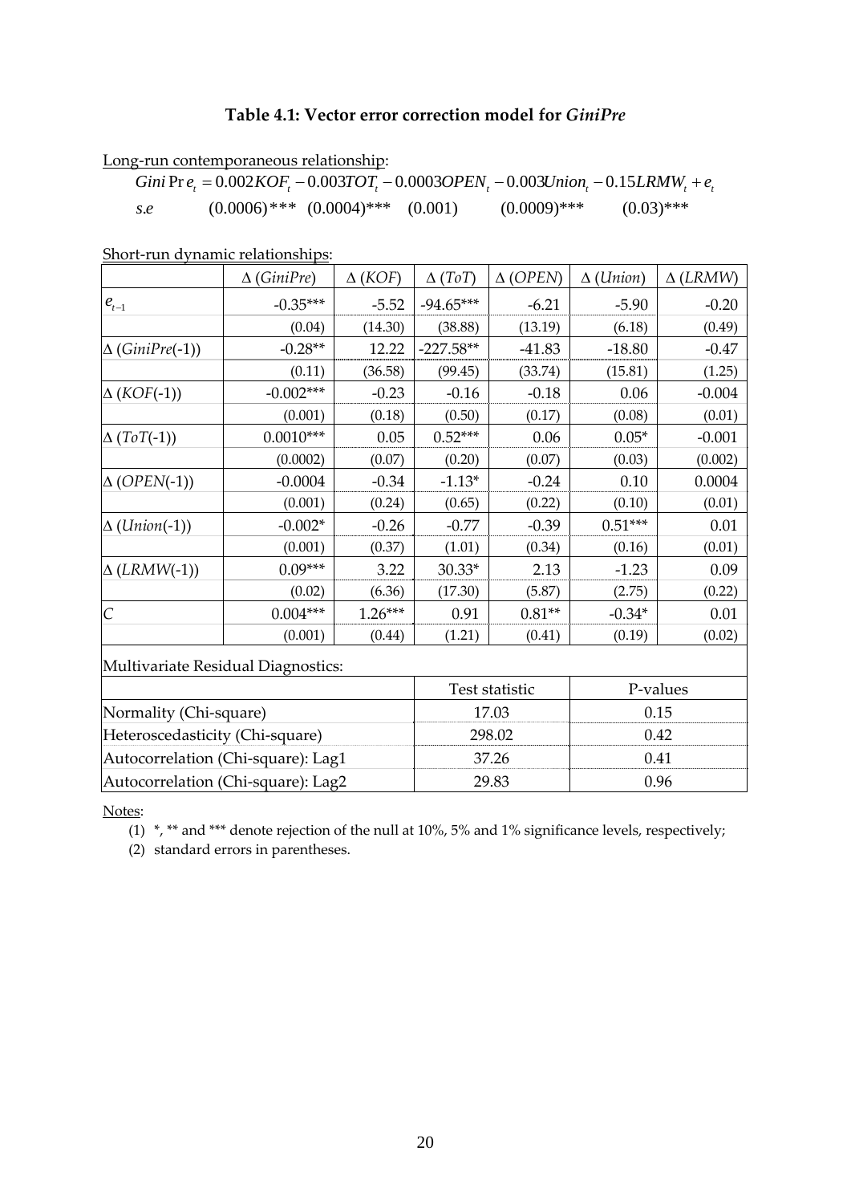### Table 4.1: Vector error correction model for *GiniPre*

Long-run contemporaneous relationship:

$$GiniPre_t = 0.002KOF_t - 0.003TOT_t - 0.0003OPEN_t - 0.003Union_t - 0.15LRMW_t + e_t$$

$$s.e \quad (0.0006)^{***} \quad (0.0004)^{***} \quad (0.001) \quad (0.0009)^{***} \quad (0.03)^{***}$$

Short-run dynamic relationships:

| | $\Delta$ (*GiniPre*) | $\Delta$ (*KOF*) | $\Delta$ (*ToT*) | $\Delta$ (*OPEN*) | $\Delta$ (*Union*) | $\Delta$ (*LRMW*) |
|---|---|---|---|---|---|---|
| $e_{t-1}$ | -0.35*** | -5.52 | -94.65*** | -6.21 | -5.90 | -0.20 |
| | (0.04) | (14.30) | (38.88) | (13.19) | (6.18) | (0.49) |
| $\Delta$ (*GiniPre*(-1)) | -0.28** | 12.22 | -227.58** | -41.83 | -18.80 | -0.47 |
| | (0.11) | (36.58) | (99.45) | (33.74) | (15.81) | (1.25) |
| $\Delta$ (*KOF*(-1)) | -0.002*** | -0.23 | -0.16 | -0.18 | 0.06 | -0.004 |
| | (0.001) | (0.18) | (0.50) | (0.17) | (0.08) | (0.01) |
| $\Delta$ (*ToT*(-1)) | 0.0010*** | 0.05 | 0.52*** | 0.06 | 0.05* | -0.001 |
| | (0.0002) | (0.07) | (0.20) | (0.07) | (0.03) | (0.002) |
| $\Delta$ (*OPEN*(-1)) | -0.0004 | -0.34 | -1.13* | -0.24 | 0.10 | 0.0004 |
| | (0.001) | (0.24) | (0.65) | (0.22) | (0.10) | (0.01) |
| $\Delta$ (*Union*(-1)) | -0.002* | -0.26 | -0.77 | -0.39 | 0.51*** | 0.01 |
| | (0.001) | (0.37) | (1.01) | (0.34) | (0.16) | (0.01) |
| $\Delta$ (*LRMW*(-1)) | 0.09*** | 3.22 | 30.33* | 2.13 | -1.23 | 0.09 |
| | (0.02) | (6.36) | (17.30) | (5.87) | (2.75) | (0.22) |
| *C* | 0.004*** | 1.26*** | 0.91 | 0.81** | -0.34* | 0.01 |
| | (0.001) | (0.44) | (1.21) | (0.41) | (0.19) | (0.02) |

Multivariate Residual Diagnostics:

| | Test statistic | P-values |
|---|---|---|
| Normality (Chi-square) | 17.03 | 0.15 |
| Heteroscedasticity (Chi-square) | 298.02 | 0.42 |
| Autocorrelation (Chi-square): Lag1 | 37.26 | 0.41 |
| Autocorrelation (Chi-square): Lag2 | 29.83 | 0.96 |

Notes:

(1) *, ** and *** denote rejection of the null at 10%, 5% and 1% significance levels, respectively;

(2) standard errors in parentheses.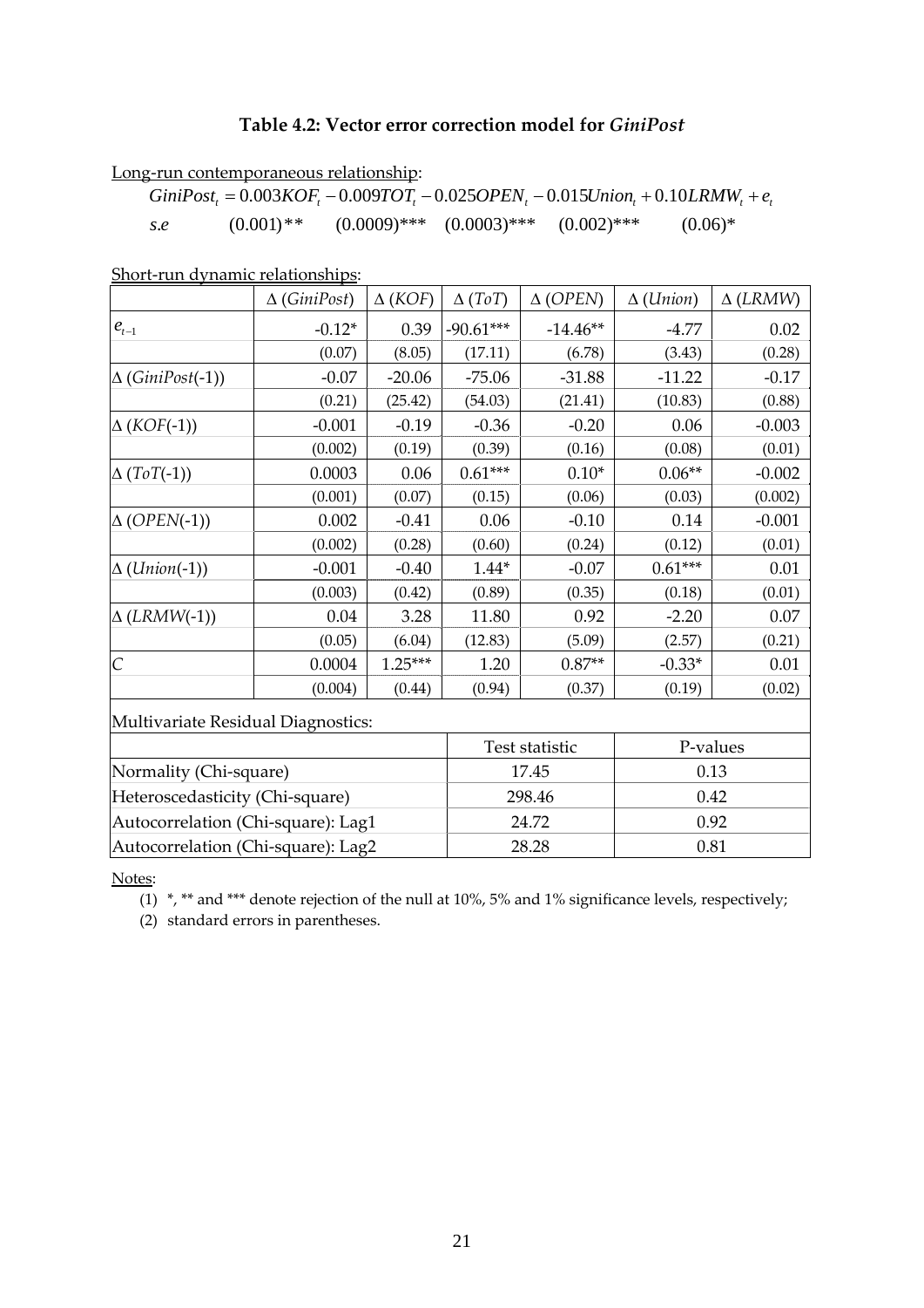### Table 4.2: Vector error correction model for *GiniPost*

Long-run contemporaneous relationship:

$$GiniPost_t = 0.003KOF_t - 0.009TOT_t - 0.025OPEN_t - 0.015Union_t + 0.10LRMW_t + e_t$$

$$s.e \quad (0.001)^{**} \quad (0.0009)^{***} \quad (0.0003)^{***} \quad (0.002)^{***} \quad (0.06)^{*}$$

Short-run dynamic relationships:

| | $\Delta$ (*GiniPost*) | $\Delta$ (*KOF*) | $\Delta$ (*ToT*) | $\Delta$ (*OPEN*) | $\Delta$ (*Union*) | $\Delta$ (*LRMW*) |
|---|---|---|---|---|---|---|
| $e_{t-1}$ | -0.12* | 0.39 | -90.61*** | -14.46** | -4.77 | 0.02 |
| | (0.07) | (8.05) | (17.11) | (6.78) | (3.43) | (0.28) |
| $\Delta$ (*GiniPost*(-1)) | -0.07 | -20.06 | -75.06 | -31.88 | -11.22 | -0.17 |
| | (0.21) | (25.42) | (54.03) | (21.41) | (10.83) | (0.88) |
| $\Delta$ (*KOF*(-1)) | -0.001 | -0.19 | -0.36 | -0.20 | 0.06 | -0.003 |
| | (0.002) | (0.19) | (0.39) | (0.16) | (0.08) | (0.01) |
| $\Delta$ (*ToT*(-1)) | 0.0003 | 0.06 | 0.61*** | 0.10* | 0.06** | -0.002 |
| | (0.001) | (0.07) | (0.15) | (0.06) | (0.03) | (0.002) |
| $\Delta$ (*OPEN*(-1)) | 0.002 | -0.41 | 0.06 | -0.10 | 0.14 | -0.001 |
| | (0.002) | (0.28) | (0.60) | (0.24) | (0.12) | (0.01) |
| $\Delta$ (*Union*(-1)) | -0.001 | -0.40 | 1.44* | -0.07 | 0.61*** | 0.01 |
| | (0.003) | (0.42) | (0.89) | (0.35) | (0.18) | (0.01) |
| $\Delta$ (*LRMW*(-1)) | 0.04 | 3.28 | 11.80 | 0.92 | -2.20 | 0.07 |
| | (0.05) | (6.04) | (12.83) | (5.09) | (2.57) | (0.21) |
| *C* | 0.0004 | 1.25*** | 1.20 | 0.87** | -0.33* | 0.01 |
| | (0.004) | (0.44) | (0.94) | (0.37) | (0.19) | (0.02) |

Multivariate Residual Diagnostics:

| | Test statistic | P-values |
|---|---|---|
| Normality (Chi-square) | 17.45 | 0.13 |
| Heteroscedasticity (Chi-square) | 298.46 | 0.42 |
| Autocorrelation (Chi-square): Lag1 | 24.72 | 0.92 |
| Autocorrelation (Chi-square): Lag2 | 28.28 | 0.81 |

Notes:

(1) *, ** and *** denote rejection of the null at 10%, 5% and 1% significance levels, respectively;

(2) standard errors in parentheses.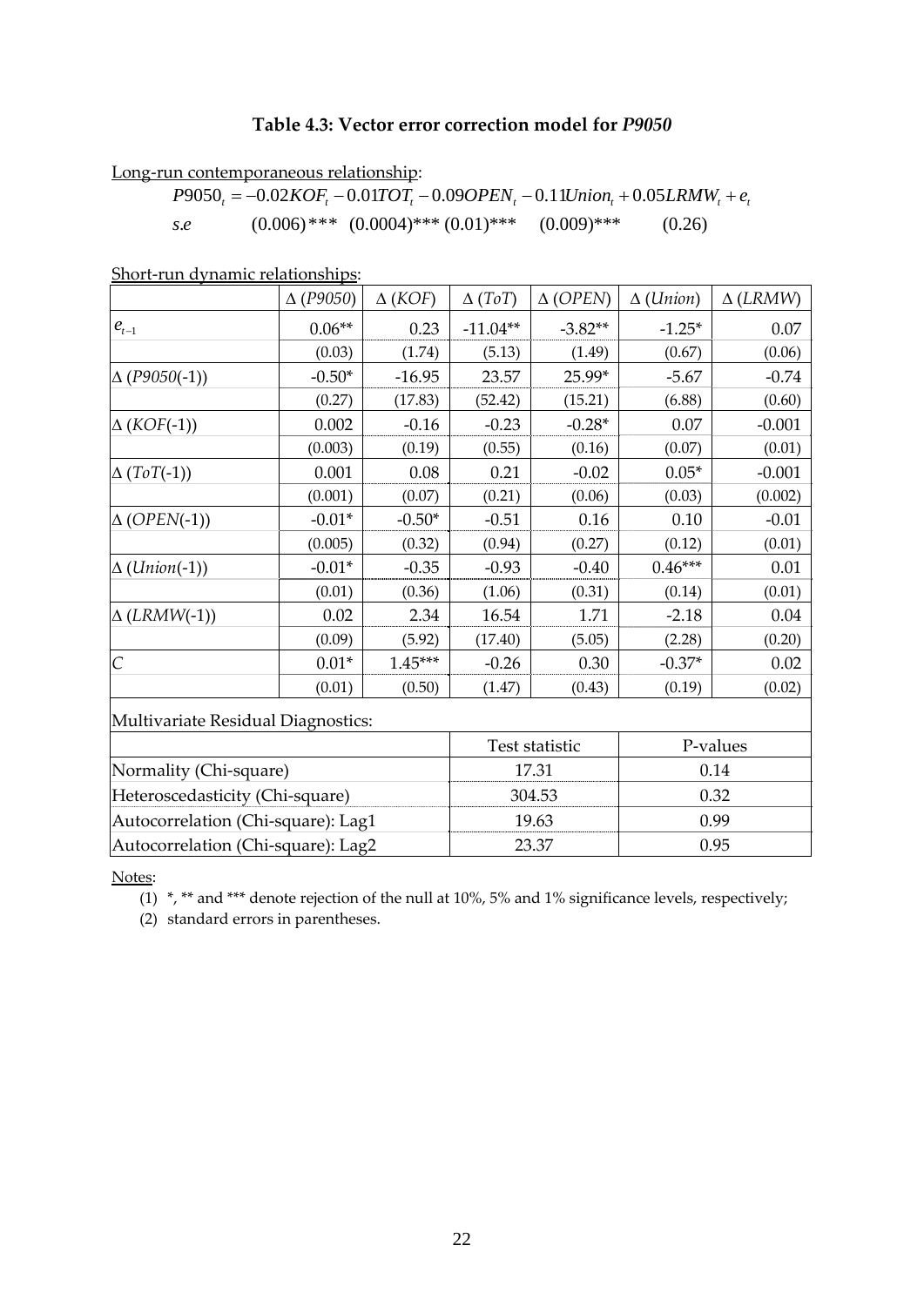**Table 4.3: Vector error correction model for *P9050***

Long-run contemporaneous relationship:

$$P9050_t = -0.02KOF_t - 0.01TOT_t - 0.09OPEN_t - 0.11Union_t + 0.05LRMW_t + e_t$$

$$s.e \quad (0.006)^{***} \quad (0.0004)^{***} \quad (0.01)^{***} \quad (0.009)^{***} \quad (0.26)$$

Short-run dynamic relationships:

| | $\Delta$ (*P9050*) | $\Delta$ (*KOF*) | $\Delta$ (*ToT*) | $\Delta$ (*OPEN*) | $\Delta$ (*Union*) | $\Delta$ (*LRMW*) |
|---|---|---|---|---|---|---|
| $e_{t-1}$ | 0.06** | 0.23 | -11.04** | -3.82** | -1.25* | 0.07 |
| | (0.03) | (1.74) | (5.13) | (1.49) | (0.67) | (0.06) |
| $\Delta$ (*P9050*(-1)) | -0.50* | -16.95 | 23.57 | 25.99* | -5.67 | -0.74 |
| | (0.27) | (17.83) | (52.42) | (15.21) | (6.88) | (0.60) |
| $\Delta$ (*KOF*(-1)) | 0.002 | -0.16 | -0.23 | -0.28* | 0.07 | -0.001 |
| | (0.003) | (0.19) | (0.55) | (0.16) | (0.07) | (0.01) |
| $\Delta$ (*ToT*(-1)) | 0.001 | 0.08 | 0.21 | -0.02 | 0.05* | -0.001 |
| | (0.001) | (0.07) | (0.21) | (0.06) | (0.03) | (0.002) |
| $\Delta$ (*OPEN*(-1)) | -0.01* | -0.50* | -0.51 | 0.16 | 0.10 | -0.01 |
| | (0.005) | (0.32) | (0.94) | (0.27) | (0.12) | (0.01) |
| $\Delta$ (*Union*(-1)) | -0.01* | -0.35 | -0.93 | -0.40 | 0.46*** | 0.01 |
| | (0.01) | (0.36) | (1.06) | (0.31) | (0.14) | (0.01) |
| $\Delta$ (*LRMW*(-1)) | 0.02 | 2.34 | 16.54 | 1.71 | -2.18 | 0.04 |
| | (0.09) | (5.92) | (17.40) | (5.05) | (2.28) | (0.20) |
| *C* | 0.01* | 1.45*** | -0.26 | 0.30 | -0.37* | 0.02 |
| | (0.01) | (0.50) | (1.47) | (0.43) | (0.19) | (0.02) |

Multivariate Residual Diagnostics:

| | Test statistic | P-values |
|---|---|---|
| Normality (Chi-square) | 17.31 | 0.14 |
| Heteroscedasticity (Chi-square) | 304.53 | 0.32 |
| Autocorrelation (Chi-square): Lag1 | 19.63 | 0.99 |
| Autocorrelation (Chi-square): Lag2 | 23.37 | 0.95 |

Notes:

(1) *, ** and *** denote rejection of the null at 10%, 5% and 1% significance levels, respectively;

(2) standard errors in parentheses.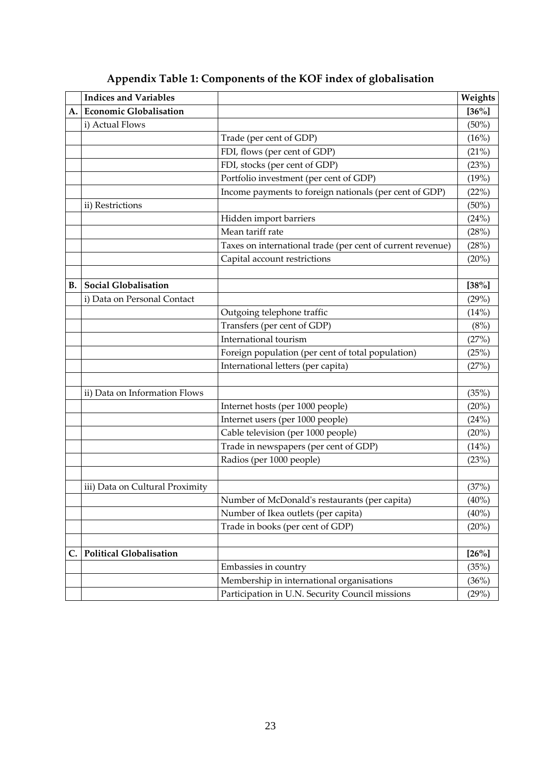## Appendix Table 1: Components of the KOF index of globalisation

| | Indices and Variables | | Weights |
|---|---|---|---|
| **A.** | **Economic Globalisation** | | **[36%]** |
| | i) Actual Flows | | (50%) |
| | | Trade (per cent of GDP) | (16%) |
| | | FDI, flows (per cent of GDP) | (21%) |
| | | FDI, stocks (per cent of GDP) | (23%) |
| | | Portfolio investment (per cent of GDP) | (19%) |
| | | Income payments to foreign nationals (per cent of GDP) | (22%) |
| | ii) Restrictions | | (50%) |
| | | Hidden import barriers | (24%) |
| | | Mean tariff rate | (28%) |
| | | Taxes on international trade (per cent of current revenue) | (28%) |
| | | Capital account restrictions | (20%) |
| | | | |
| **B.** | **Social Globalisation** | | **[38%]** |
| | i) Data on Personal Contact | | (29%) |
| | | Outgoing telephone traffic | (14%) |
| | | Transfers (per cent of GDP) | (8%) |
| | | International tourism | (27%) |
| | | Foreign population (per cent of total population) | (25%) |
| | | International letters (per capita) | (27%) |
| | | | |
| | ii) Data on Information Flows | | (35%) |
| | | Internet hosts (per 1000 people) | (20%) |
| | | Internet users (per 1000 people) | (24%) |
| | | Cable television (per 1000 people) | (20%) |
| | | Trade in newspapers (per cent of GDP) | (14%) |
| | | Radios (per 1000 people) | (23%) |
| | | | |
| | iii) Data on Cultural Proximity | | (37%) |
| | | Number of McDonald's restaurants (per capita) | (40%) |
| | | Number of Ikea outlets (per capita) | (40%) |
| | | Trade in books (per cent of GDP) | (20%) |
| | | | |
| **C.** | **Political Globalisation** | | **[26%]** |
| | | Embassies in country | (35%) |
| | | Membership in international organisations | (36%) |
| | | Participation in U.N. Security Council missions | (29%) |